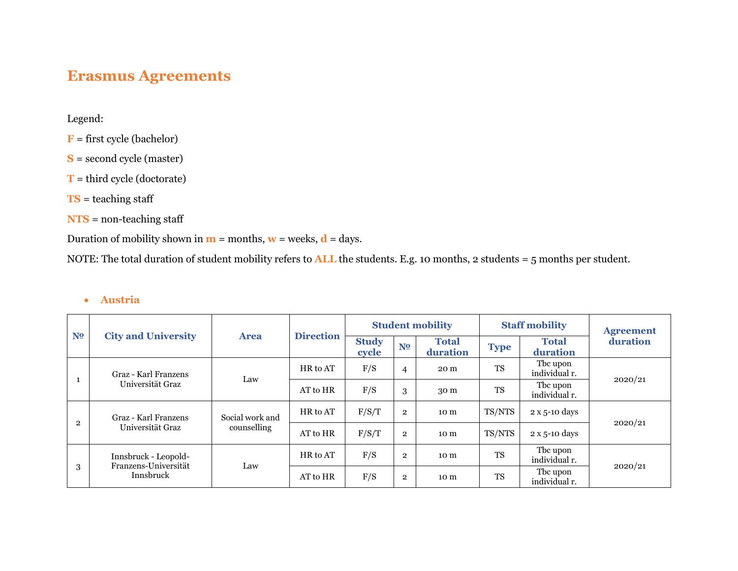# Erasmus Agreements

Legend:

**F** = first cycle (bachelor)

**S** = second cycle (master)

**T** = third cycle (doctorate)

**TS** = teaching staff

**NTS** = non-teaching staff

Duration of mobility shown in **m** = months, **w** = weeks, **d** = days.

NOTE: The total duration of student mobility refers to **ALL** the students. E.g. 10 months, 2 students = 5 months per student.

- **Austria**

| № | City and University | Area | Direction | Student mobility | | | Staff mobility | | Agreement duration |
|---|---|---|---|---|---|---|---|---|---|
| | | | | Study cycle | № | Total duration | Type | Total duration | |
| 1 | Graz - Karl Franzens Universität Graz | Law | HR to AT | F/S | 4 | 20 m | TS | Tbc upon individual r. | 2020/21 |
| | | | AT to HR | F/S | 3 | 30 m | TS | Tbc upon individual r. | |
| 2 | Graz - Karl Franzens Universität Graz | Social work and counselling | HR to AT | F/S/T | 2 | 10 m | TS/NTS | 2 x 5-10 days | 2020/21 |
| | | | AT to HR | F/S/T | 2 | 10 m | TS/NTS | 2 x 5-10 days | |
| 3 | Innsbruck - Leopold-Franzens-Universität Innsbruck | Law | HR to AT | F/S | 2 | 10 m | TS | Tbc upon individual r. | 2020/21 |
| | | | AT to HR | F/S | 2 | 10 m | TS | Tbc upon individual r. | |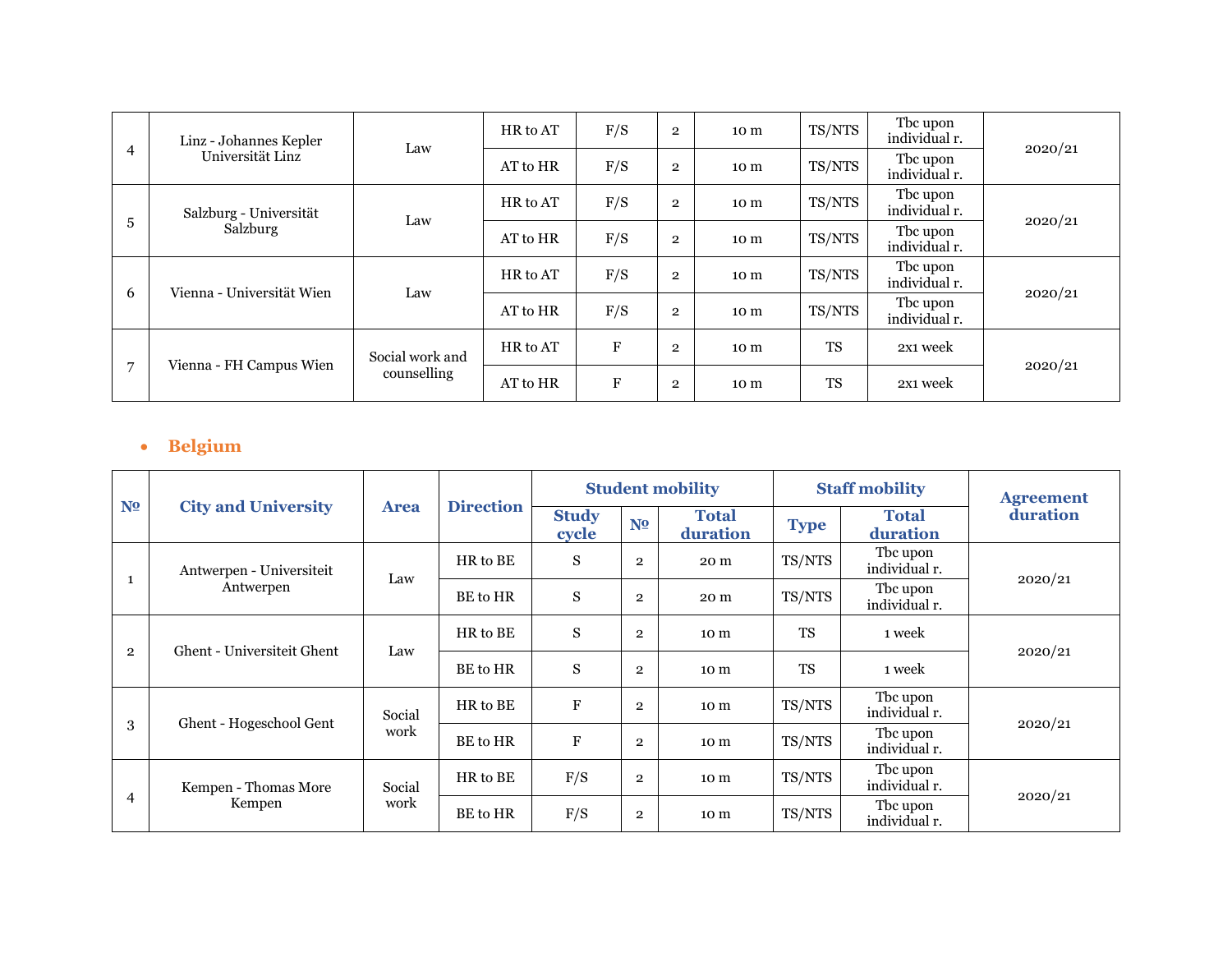| 4 | Linz - Johannes Kepler Universität Linz | Law | HR to AT | F/S | 2 | 10 m | TS/NTS | Tbc upon individual r. | 2020/21 |
|---|---|---|---|---|---|---|---|---|---|
| | | | AT to HR | F/S | 2 | 10 m | TS/NTS | Tbc upon individual r. | |
| 5 | Salzburg - Universität Salzburg | Law | HR to AT | F/S | 2 | 10 m | TS/NTS | Tbc upon individual r. | 2020/21 |
| | | | AT to HR | F/S | 2 | 10 m | TS/NTS | Tbc upon individual r. | |
| 6 | Vienna - Universität Wien | Law | HR to AT | F/S | 2 | 10 m | TS/NTS | Tbc upon individual r. | 2020/21 |
| | | | AT to HR | F/S | 2 | 10 m | TS/NTS | Tbc upon individual r. | |
| 7 | Vienna - FH Campus Wien | Social work and counselling | HR to AT | F | 2 | 10 m | TS | 2x1 week | 2020/21 |
| | | | AT to HR | F | 2 | 10 m | TS | 2x1 week | |

- **Belgium**

| № | City and University | Area | Direction | Student mobility | | | Staff mobility | | Agreement duration |
|---|---|---|---|---|---|---|---|---|---|
| | | | | Study cycle | № | Total duration | Type | Total duration | |
| 1 | Antwerpen - Universiteit Antwerpen | Law | HR to BE | S | 2 | 20 m | TS/NTS | Tbc upon individual r. | 2020/21 |
| | | | BE to HR | S | 2 | 20 m | TS/NTS | Tbc upon individual r. | |
| 2 | Ghent - Universiteit Ghent | Law | HR to BE | S | 2 | 10 m | TS | 1 week | 2020/21 |
| | | | BE to HR | S | 2 | 10 m | TS | 1 week | |
| 3 | Ghent - Hogeschool Gent | Social work | HR to BE | F | 2 | 10 m | TS/NTS | Tbc upon individual r. | 2020/21 |
| | | | BE to HR | F | 2 | 10 m | TS/NTS | Tbc upon individual r. | |
| 4 | Kempen - Thomas More Kempen | Social work | HR to BE | F/S | 2 | 10 m | TS/NTS | Tbc upon individual r. | 2020/21 |
| | | | BE to HR | F/S | 2 | 10 m | TS/NTS | Tbc upon individual r. | |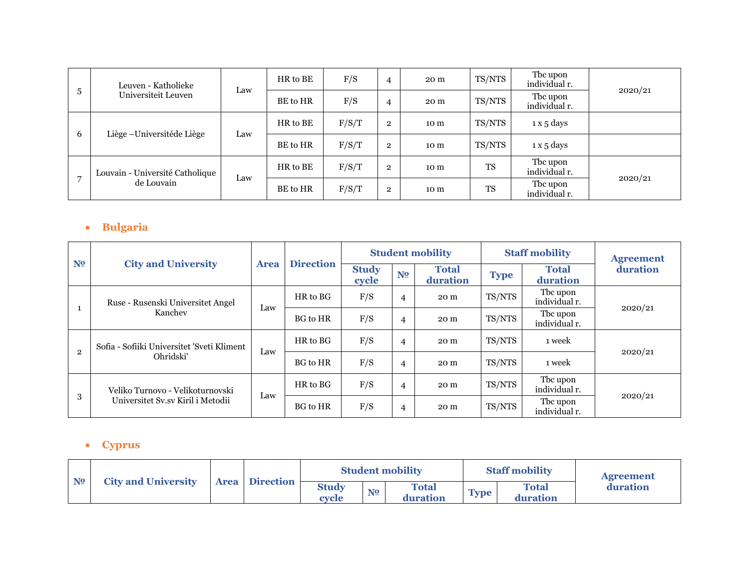| 5 | Leuven - Katholieke Universiteit Leuven | Law | HR to BE | F/S | 4 | 20 m | TS/NTS | Tbc upon individual r. | 2020/21 |
|---|---|---|---|---|---|---|---|---|---|
| | | | BE to HR | F/S | 4 | 20 m | TS/NTS | Tbc upon individual r. | |
| 6 | Liège –Universitéde Liège | Law | HR to BE | F/S/T | 2 | 10 m | TS/NTS | 1 x 5 days | |
| | | | BE to HR | F/S/T | 2 | 10 m | TS/NTS | 1 x 5 days | |
| 7 | Louvain - Université Catholique de Louvain | Law | HR to BE | F/S/T | 2 | 10 m | TS | Tbc upon individual r. | 2020/21 |
| | | | BE to HR | F/S/T | 2 | 10 m | TS | Tbc upon individual r. | |

- **Bulgaria**

| № | City and University | Area | Direction | Student mobility | | | Staff mobility | | Agreement duration |
|---|---|---|---|---|---|---|---|---|---|
| | | | | Study cycle | № | Total duration | Type | Total duration | |
| 1 | Ruse - Rusenski Universitet Angel Kanchev | Law | HR to BG | F/S | 4 | 20 m | TS/NTS | Tbc upon individual r. | 2020/21 |
| | | | BG to HR | F/S | 4 | 20 m | TS/NTS | Tbc upon individual r. | |
| 2 | Sofia - Sofiiki Universitet 'Sveti Kliment Ohridski' | Law | HR to BG | F/S | 4 | 20 m | TS/NTS | 1 week | 2020/21 |
| | | | BG to HR | F/S | 4 | 20 m | TS/NTS | 1 week | |
| 3 | Veliko Turnovo - Velikoturnovski Universitet Sv.sv Kiril i Metodii | Law | HR to BG | F/S | 4 | 20 m | TS/NTS | Tbc upon individual r. | 2020/21 |
| | | | BG to HR | F/S | 4 | 20 m | TS/NTS | Tbc upon individual r. | |

- **Cyprus**

| № | City and University | Area | Direction | Student mobility | | | Staff mobility | | Agreement duration |
|---|---|---|---|---|---|---|---|---|---|
| | | | | Study cycle | № | Total duration | Type | Total duration | |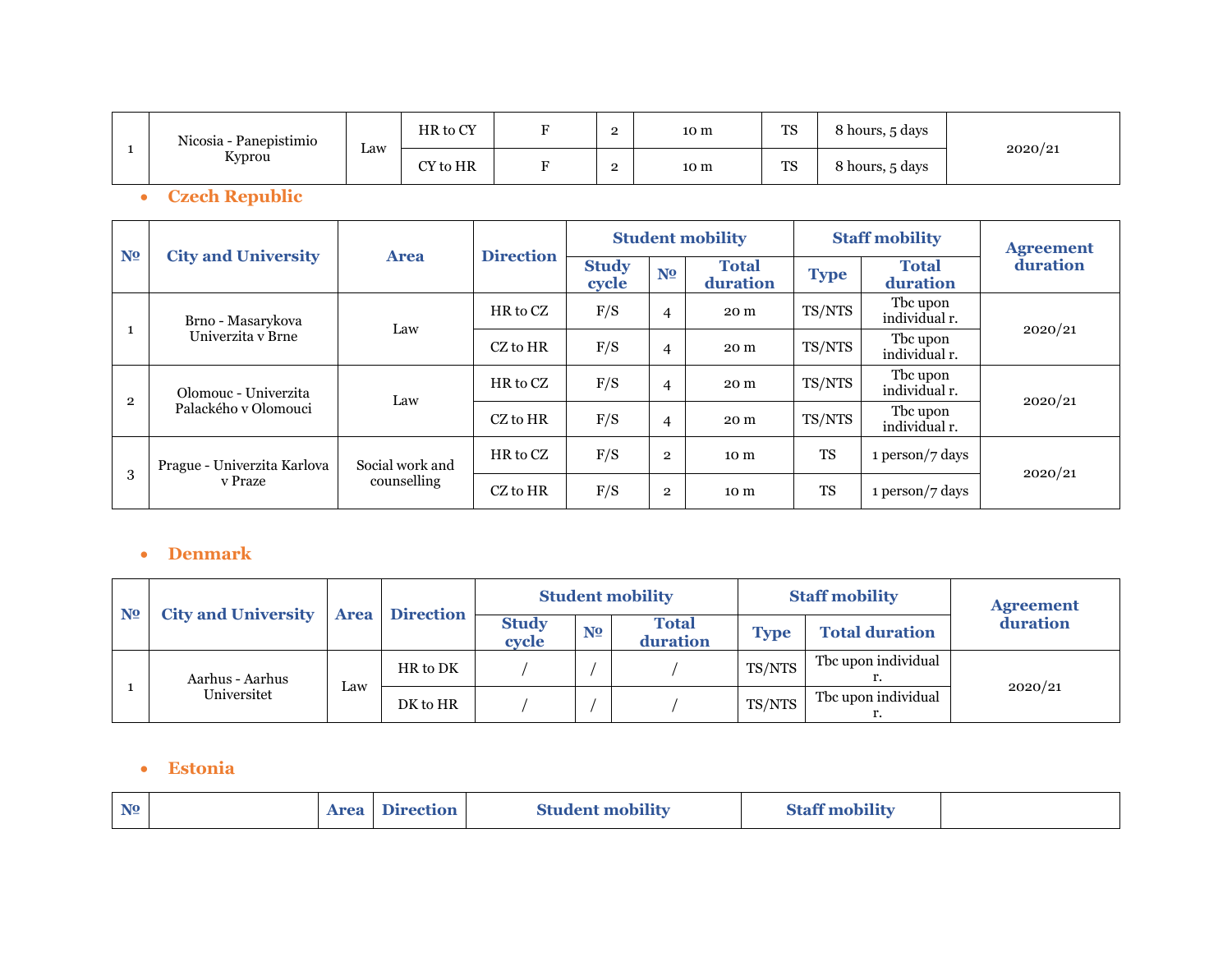| 1 | Nicosia - Panepistimio Kyprou | Law | HR to CY | F | 2 | 10 m | TS | 8 hours, 5 days | 2020/21 |
|---|---|---|---|---|---|---|---|---|---|
| | | | CY to HR | F | 2 | 10 m | TS | 8 hours, 5 days | |

- **Czech Republic**

| № | City and University | Area | Direction | Student mobility | | | Staff mobility | | Agreement duration |
|---|---|---|---|---|---|---|---|---|---|
| | | | | Study cycle | № | Total duration | Type | Total duration | |
| 1 | Brno - Masarykova Univerzita v Brne | Law | HR to CZ | F/S | 4 | 20 m | TS/NTS | Tbc upon individual r. | 2020/21 |
| | | | CZ to HR | F/S | 4 | 20 m | TS/NTS | Tbc upon individual r. | |
| 2 | Olomouc - Univerzita Palackého v Olomouci | Law | HR to CZ | F/S | 4 | 20 m | TS/NTS | Tbc upon individual r. | 2020/21 |
| | | | CZ to HR | F/S | 4 | 20 m | TS/NTS | Tbc upon individual r. | |
| 3 | Prague - Univerzita Karlova v Praze | Social work and counselling | HR to CZ | F/S | 2 | 10 m | TS | 1 person/7 days | 2020/21 |
| | | | CZ to HR | F/S | 2 | 10 m | TS | 1 person/7 days | |

- **Denmark**

| № | City and University | Area | Direction | Student mobility | | | Staff mobility | | Agreement duration |
|---|---|---|---|---|---|---|---|---|---|
| | | | | Study cycle | № | Total duration | Type | Total duration | |
| 1 | Aarhus - Aarhus Universitet | Law | HR to DK | / | / | / | TS/NTS | Tbc upon individual r. | 2020/21 |
| | | | DK to HR | / | / | / | TS/NTS | Tbc upon individual r. | |

- **Estonia**

| № | | Area | Direction | Student mobility | Staff mobility | |
|---|---|---|---|---|---|---|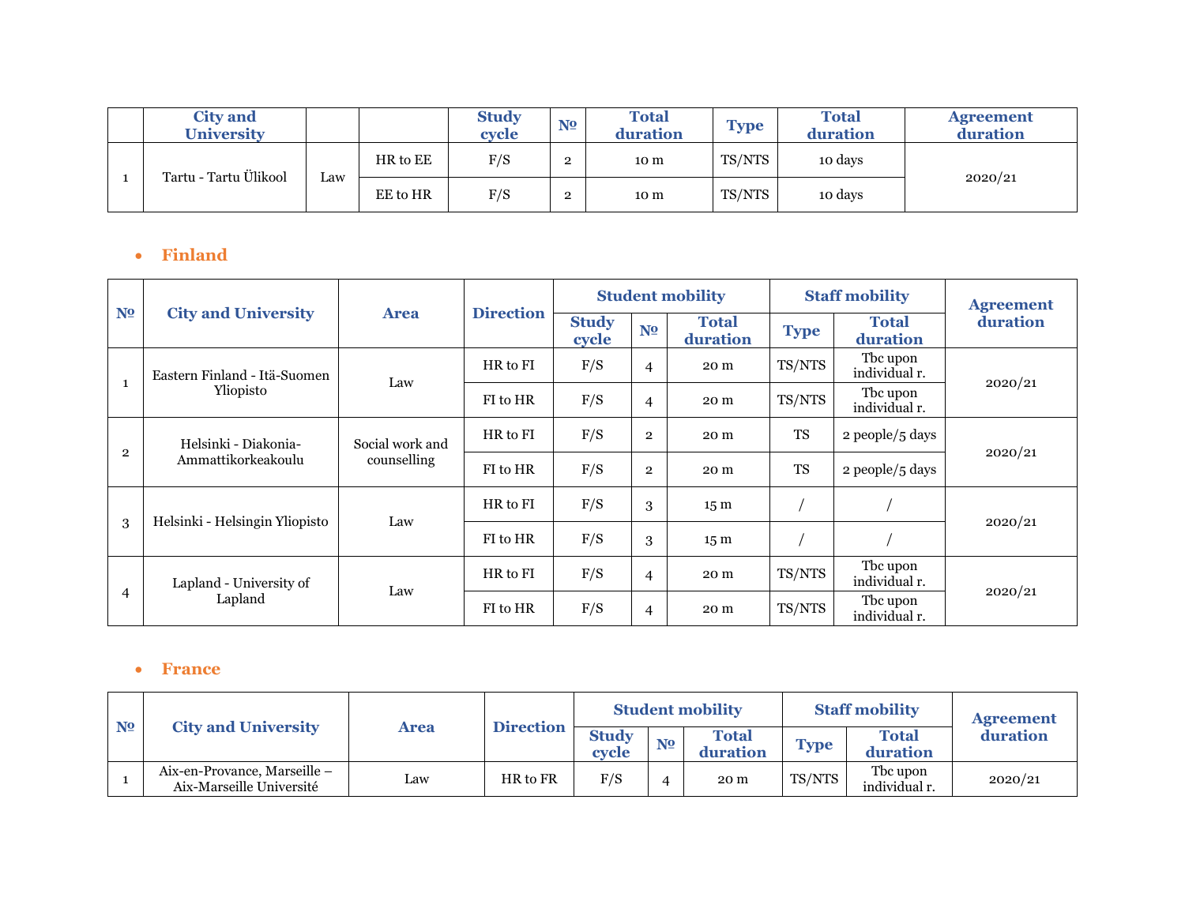|  | City and University |  |  | Study cycle | № | Total duration | Type | Total duration | Agreement duration |
|---|---|---|---|---|---|---|---|---|---|
| 1 | Tartu - Tartu Ülikool | Law | HR to EE | F/S | 2 | 10 m | TS/NTS | 10 days | 2020/21 |
|  |  |  | EE to HR | F/S | 2 | 10 m | TS/NTS | 10 days |  |

- **Finland**

| № | City and University | Area | Direction | Student mobility |  |  | Staff mobility |  | Agreement duration |
|---|---|---|---|---|---|---|---|---|---|
|  |  |  |  | Study cycle | № | Total duration | Type | Total duration |  |
| 1 | Eastern Finland - Itä-Suomen Yliopisto | Law | HR to FI | F/S | 4 | 20 m | TS/NTS | Tbc upon individual r. | 2020/21 |
|  |  |  | FI to HR | F/S | 4 | 20 m | TS/NTS | Tbc upon individual r. |  |
| 2 | Helsinki - Diakonia-Ammattikorkeakoulu | Social work and counselling | HR to FI | F/S | 2 | 20 m | TS | 2 people/5 days | 2020/21 |
|  |  |  | FI to HR | F/S | 2 | 20 m | TS | 2 people/5 days |  |
| 3 | Helsinki - Helsingin Yliopisto | Law | HR to FI | F/S | 3 | 15 m | / | / | 2020/21 |
|  |  |  | FI to HR | F/S | 3 | 15 m | / | / |  |
| 4 | Lapland - University of Lapland | Law | HR to FI | F/S | 4 | 20 m | TS/NTS | Tbc upon individual r. | 2020/21 |
|  |  |  | FI to HR | F/S | 4 | 20 m | TS/NTS | Tbc upon individual r. |  |

- **France**

| № | City and University | Area | Direction | Student mobility |  |  | Staff mobility |  | Agreement duration |
|---|---|---|---|---|---|---|---|---|---|
|  |  |  |  | Study cycle | № | Total duration | Type | Total duration |  |
| 1 | Aix-en-Provance, Marseille – Aix-Marseille Université | Law | HR to FR | F/S | 4 | 20 m | TS/NTS | Tbc upon individual r. | 2020/21 |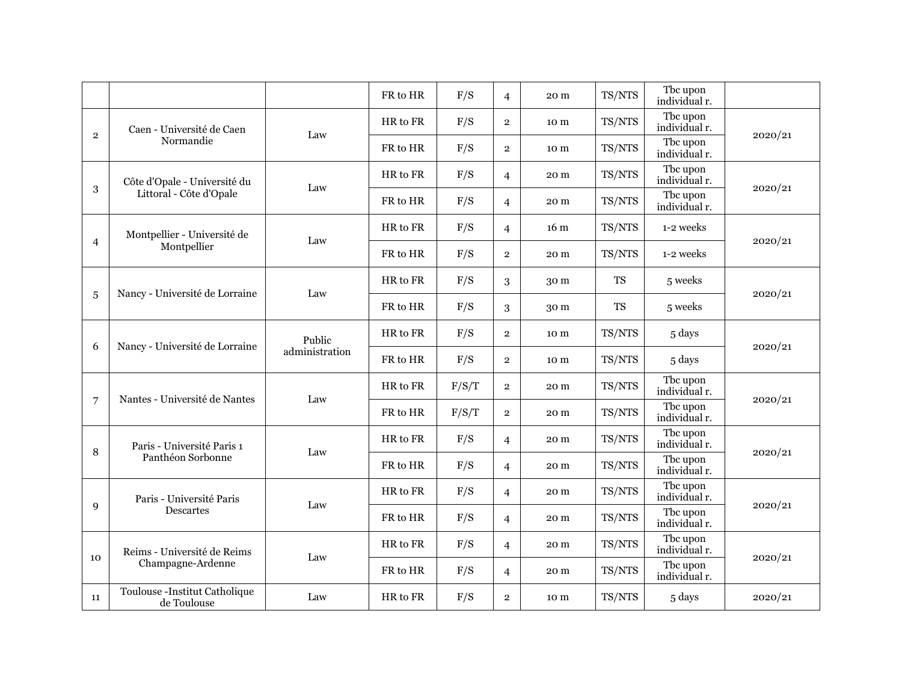| | | | | | | | | | |
|---|---|---|---|---|---|---|---|---|---|
| | | | FR to HR | F/S | 4 | 20 m | TS/NTS | Tbc upon individual r. | |
| 2 | Caen - Université de Caen Normandie | Law | HR to FR | F/S | 2 | 10 m | TS/NTS | Tbc upon individual r. | 2020/21 |
| | | | FR to HR | F/S | 2 | 10 m | TS/NTS | Tbc upon individual r. | |
| 3 | Côte d'Opale - Université du Littoral - Côte d'Opale | Law | HR to FR | F/S | 4 | 20 m | TS/NTS | Tbc upon individual r. | 2020/21 |
| | | | FR to HR | F/S | 4 | 20 m | TS/NTS | Tbc upon individual r. | |
| 4 | Montpellier - Université de Montpellier | Law | HR to FR | F/S | 4 | 16 m | TS/NTS | 1-2 weeks | 2020/21 |
| | | | FR to HR | F/S | 2 | 20 m | TS/NTS | 1-2 weeks | |
| 5 | Nancy - Université de Lorraine | Law | HR to FR | F/S | 3 | 30 m | TS | 5 weeks | 2020/21 |
| | | | FR to HR | F/S | 3 | 30 m | TS | 5 weeks | |
| 6 | Nancy - Université de Lorraine | Public administration | HR to FR | F/S | 2 | 10 m | TS/NTS | 5 days | 2020/21 |
| | | | FR to HR | F/S | 2 | 10 m | TS/NTS | 5 days | |
| 7 | Nantes - Université de Nantes | Law | HR to FR | F/S/T | 2 | 20 m | TS/NTS | Tbc upon individual r. | 2020/21 |
| | | | FR to HR | F/S/T | 2 | 20 m | TS/NTS | Tbc upon individual r. | |
| 8 | Paris - Université Paris 1 Panthéon Sorbonne | Law | HR to FR | F/S | 4 | 20 m | TS/NTS | Tbc upon individual r. | 2020/21 |
| | | | FR to HR | F/S | 4 | 20 m | TS/NTS | Tbc upon individual r. | |
| 9 | Paris - Université Paris Descartes | Law | HR to FR | F/S | 4 | 20 m | TS/NTS | Tbc upon individual r. | 2020/21 |
| | | | FR to HR | F/S | 4 | 20 m | TS/NTS | Tbc upon individual r. | |
| 10 | Reims - Université de Reims Champagne-Ardenne | Law | HR to FR | F/S | 4 | 20 m | TS/NTS | Tbc upon individual r. | 2020/21 |
| | | | FR to HR | F/S | 4 | 20 m | TS/NTS | Tbc upon individual r. | |
| 11 | Toulouse -Institut Catholique de Toulouse | Law | HR to FR | F/S | 2 | 10 m | TS/NTS | 5 days | 2020/21 |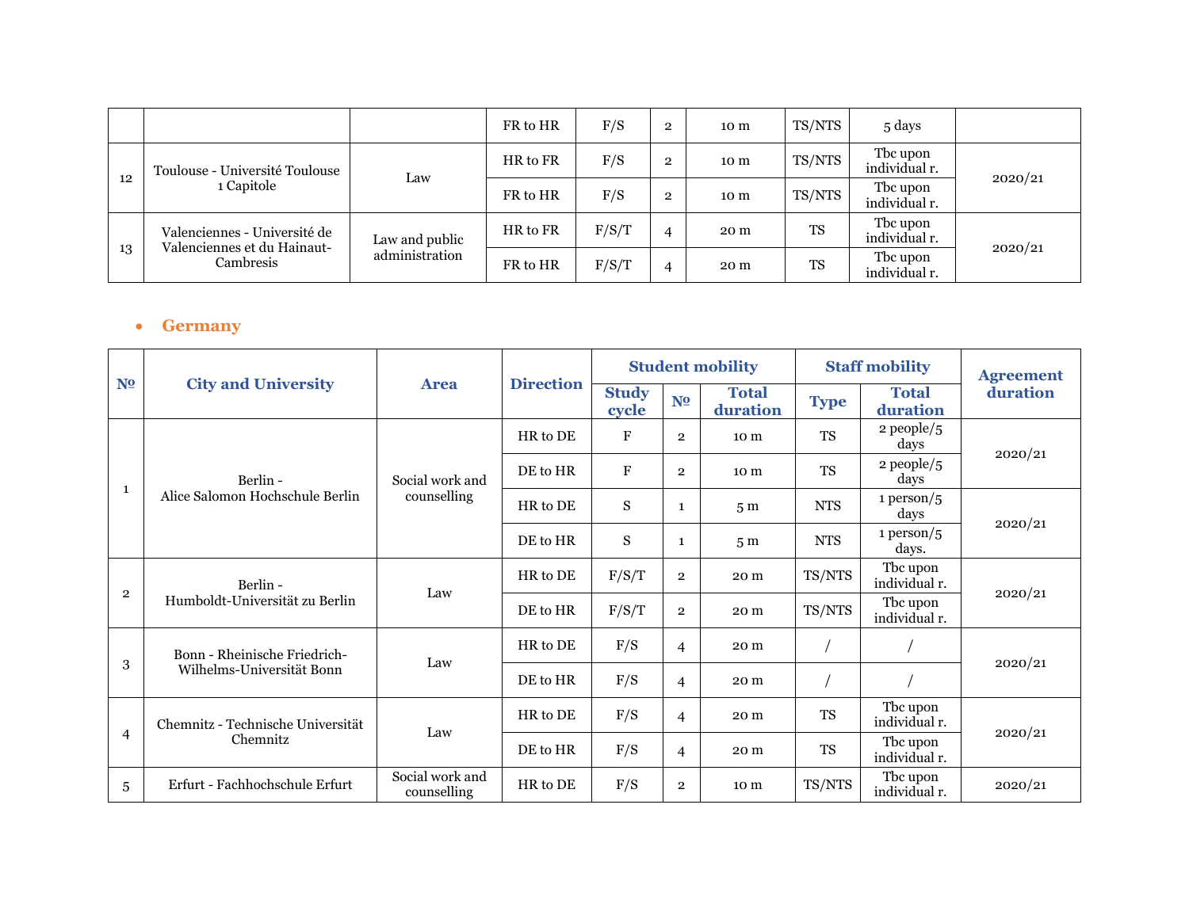| | | | FR to HR | F/S | 2 | 10 m | TS/NTS | 5 days | |
|---|---|---|---|---|---|---|---|---|---|
| 12 | Toulouse - Université Toulouse 1 Capitole | Law | HR to FR | F/S | 2 | 10 m | TS/NTS | Tbc upon individual r. | 2020/21 |
| | | | FR to HR | F/S | 2 | 10 m | TS/NTS | Tbc upon individual r. | |
| 13 | Valenciennes - Université de Valenciennes et du Hainaut-Cambresis | Law and public administration | HR to FR | F/S/T | 4 | 20 m | TS | Tbc upon individual r. | 2020/21 |
| | | | FR to HR | F/S/T | 4 | 20 m | TS | Tbc upon individual r. | |

- **Germany**

| № | City and University | Area | Direction | Student mobility | | | Staff mobility | | Agreement duration |
|---|---|---|---|---|---|---|---|---|---|
| | | | | Study cycle | № | Total duration | Type | Total duration | |
| 1 | Berlin - Alice Salomon Hochschule Berlin | Social work and counselling | HR to DE | F | 2 | 10 m | TS | 2 people/5 days | 2020/21 |
| | | | DE to HR | F | 2 | 10 m | TS | 2 people/5 days | |
| | | | HR to DE | S | 1 | 5 m | NTS | 1 person/5 days | 2020/21 |
| | | | DE to HR | S | 1 | 5 m | NTS | 1 person/5 days. | |
| 2 | Berlin - Humboldt-Universität zu Berlin | Law | HR to DE | F/S/T | 2 | 20 m | TS/NTS | Tbc upon individual r. | 2020/21 |
| | | | DE to HR | F/S/T | 2 | 20 m | TS/NTS | Tbc upon individual r. | |
| 3 | Bonn - Rheinische Friedrich-Wilhelms-Universität Bonn | Law | HR to DE | F/S | 4 | 20 m | / | / | 2020/21 |
| | | | DE to HR | F/S | 4 | 20 m | / | / | |
| 4 | Chemnitz - Technische Universität Chemnitz | Law | HR to DE | F/S | 4 | 20 m | TS | Tbc upon individual r. | 2020/21 |
| | | | DE to HR | F/S | 4 | 20 m | TS | Tbc upon individual r. | |
| 5 | Erfurt - Fachhochschule Erfurt | Social work and counselling | HR to DE | F/S | 2 | 10 m | TS/NTS | Tbc upon individual r. | 2020/21 |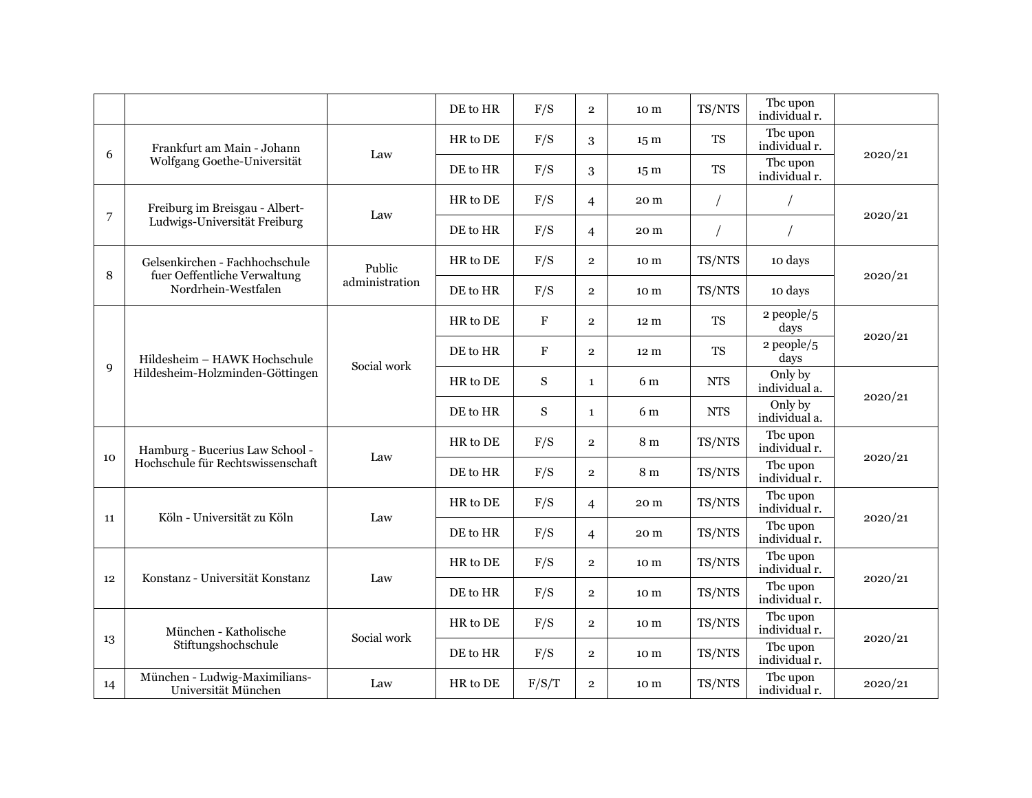| | | | DE to HR | F/S | 2 | 10 m | TS/NTS | Tbc upon individual r. | |
|---|---|---|---|---|---|---|---|---|---|
| 6 | Frankfurt am Main - Johann Wolfgang Goethe-Universität | Law | HR to DE | F/S | 3 | 15 m | TS | Tbc upon individual r. | 2020/21 |
| | | | DE to HR | F/S | 3 | 15 m | TS | Tbc upon individual r. | |
| 7 | Freiburg im Breisgau - Albert-Ludwigs-Universität Freiburg | Law | HR to DE | F/S | 4 | 20 m | / | / | 2020/21 |
| | | | DE to HR | F/S | 4 | 20 m | / | / | |
| 8 | Gelsenkirchen - Fachhochschule fuer Oeffentliche Verwaltung Nordrhein-Westfalen | Public administration | HR to DE | F/S | 2 | 10 m | TS/NTS | 10 days | 2020/21 |
| | | | DE to HR | F/S | 2 | 10 m | TS/NTS | 10 days | |
| 9 | Hildesheim – HAWK Hochschule Hildesheim-Holzminden-Göttingen | Social work | HR to DE | F | 2 | 12 m | TS | 2 people/5 days | 2020/21 |
| | | | DE to HR | F | 2 | 12 m | TS | 2 people/5 days | |
| | | | HR to DE | S | 1 | 6 m | NTS | Only by individual a. | 2020/21 |
| | | | DE to HR | S | 1 | 6 m | NTS | Only by individual a. | |
| 10 | Hamburg - Bucerius Law School - Hochschule für Rechtswissenschaft | Law | HR to DE | F/S | 2 | 8 m | TS/NTS | Tbc upon individual r. | 2020/21 |
| | | | DE to HR | F/S | 2 | 8 m | TS/NTS | Tbc upon individual r. | |
| 11 | Köln - Universität zu Köln | Law | HR to DE | F/S | 4 | 20 m | TS/NTS | Tbc upon individual r. | 2020/21 |
| | | | DE to HR | F/S | 4 | 20 m | TS/NTS | Tbc upon individual r. | |
| 12 | Konstanz - Universität Konstanz | Law | HR to DE | F/S | 2 | 10 m | TS/NTS | Tbc upon individual r. | 2020/21 |
| | | | DE to HR | F/S | 2 | 10 m | TS/NTS | Tbc upon individual r. | |
| 13 | München - Katholische Stiftungshochschule | Social work | HR to DE | F/S | 2 | 10 m | TS/NTS | Tbc upon individual r. | 2020/21 |
| | | | DE to HR | F/S | 2 | 10 m | TS/NTS | Tbc upon individual r. | |
| 14 | München - Ludwig-Maximilians-Universität München | Law | HR to DE | F/S/T | 2 | 10 m | TS/NTS | Tbc upon individual r. | 2020/21 |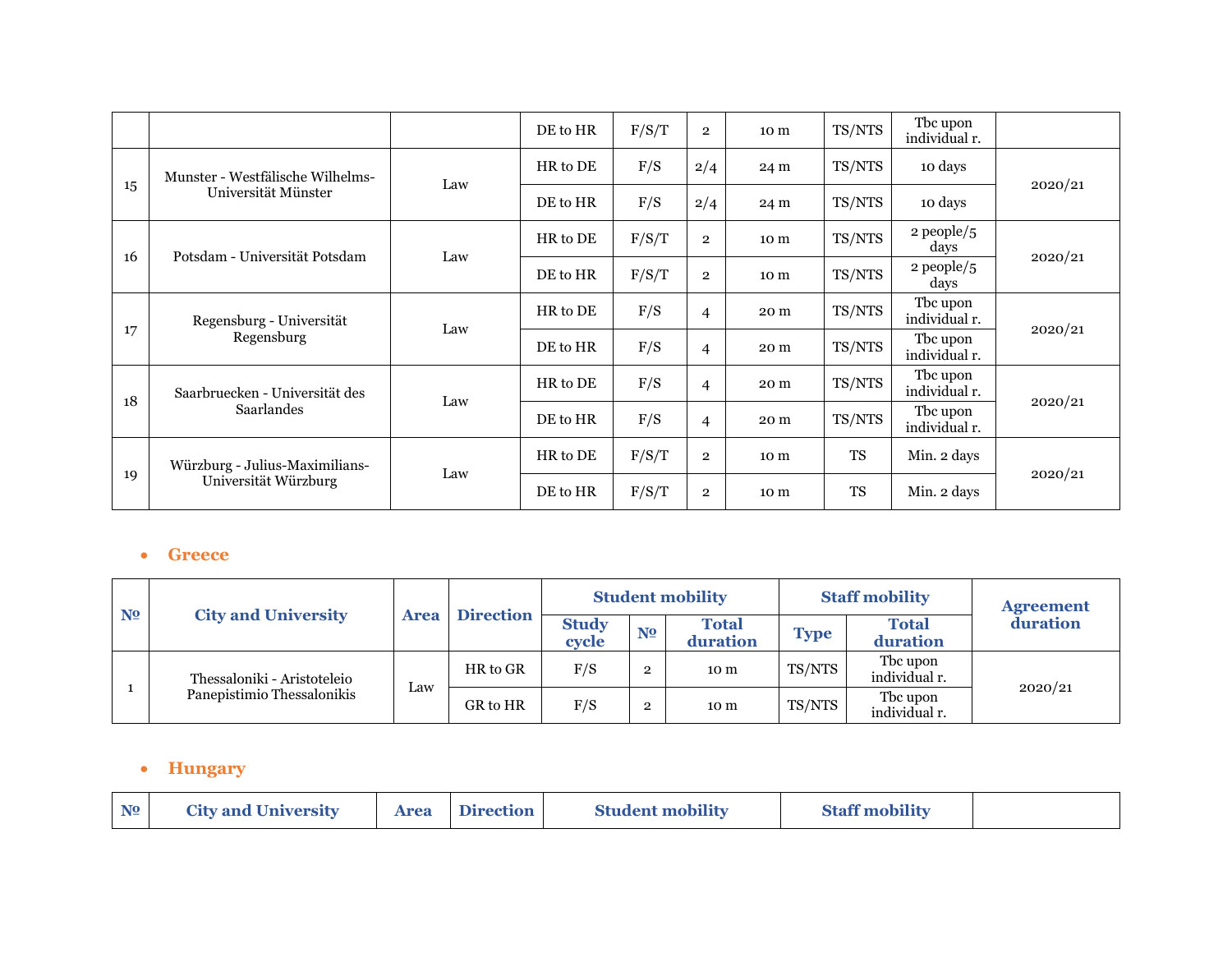| | | | DE to HR | F/S/T | 2 | 10 m | TS/NTS | Tbc upon individual r. | |
|---|---|---|---|---|---|---|---|---|---|
| 15 | Munster - Westfälische Wilhelms-Universität Münster | Law | HR to DE | F/S | 2/4 | 24 m | TS/NTS | 10 days | 2020/21 |
| | | | DE to HR | F/S | 2/4 | 24 m | TS/NTS | 10 days | |
| 16 | Potsdam - Universität Potsdam | Law | HR to DE | F/S/T | 2 | 10 m | TS/NTS | 2 people/5 days | 2020/21 |
| | | | DE to HR | F/S/T | 2 | 10 m | TS/NTS | 2 people/5 days | |
| 17 | Regensburg - Universität Regensburg | Law | HR to DE | F/S | 4 | 20 m | TS/NTS | Tbc upon individual r. | 2020/21 |
| | | | DE to HR | F/S | 4 | 20 m | TS/NTS | Tbc upon individual r. | |
| 18 | Saarbruecken - Universität des Saarlandes | Law | HR to DE | F/S | 4 | 20 m | TS/NTS | Tbc upon individual r. | 2020/21 |
| | | | DE to HR | F/S | 4 | 20 m | TS/NTS | Tbc upon individual r. | |
| 19 | Würzburg - Julius-Maximilians-Universität Würzburg | Law | HR to DE | F/S/T | 2 | 10 m | TS | Min. 2 days | 2020/21 |
| | | | DE to HR | F/S/T | 2 | 10 m | TS | Min. 2 days | |

- **Greece**

| № | City and University | Area | Direction | Student mobility | | | Staff mobility | | Agreement duration |
|---|---|---|---|---|---|---|---|---|---|
| | | | | Study cycle | № | Total duration | Type | Total duration | |
| 1 | Thessaloniki - Aristoteleio Panepistimio Thessalonikis | Law | HR to GR | F/S | 2 | 10 m | TS/NTS | Tbc upon individual r. | 2020/21 |
| | | | GR to HR | F/S | 2 | 10 m | TS/NTS | Tbc upon individual r. | |

- **Hungary**

| № | City and University | Area | Direction | Student mobility | Staff mobility | |
|---|---|---|---|---|---|---|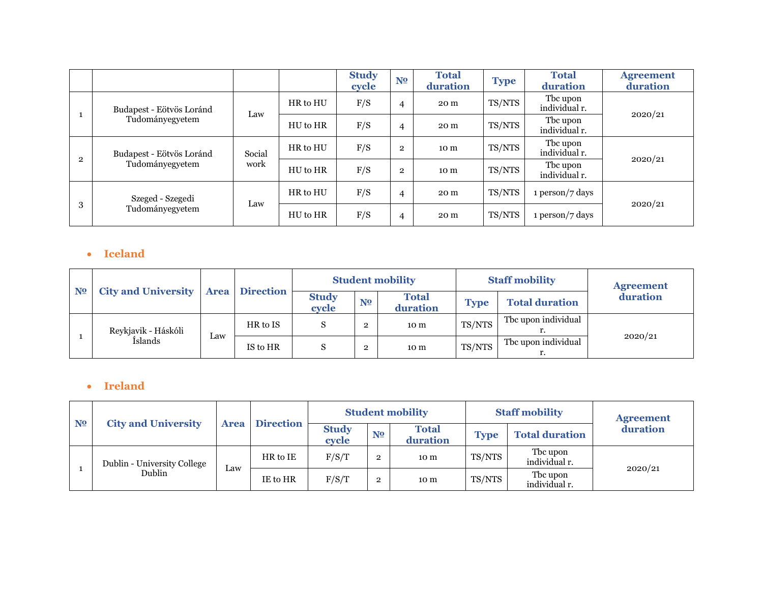| | | | | Study cycle | № | Total duration | Type | Total duration | Agreement duration |
|---|---|---|---|---|---|---|---|---|---|
| 1 | Budapest - Eötvös Loránd Tudományegyetem | Law | HR to HU | F/S | 4 | 20 m | TS/NTS | Tbc upon individual r. | 2020/21 |
| | | | HU to HR | F/S | 4 | 20 m | TS/NTS | Tbc upon individual r. | |
| 2 | Budapest - Eötvös Loránd Tudományegyetem | Social work | HR to HU | F/S | 2 | 10 m | TS/NTS | Tbc upon individual r. | 2020/21 |
| | | | HU to HR | F/S | 2 | 10 m | TS/NTS | Tbc upon individual r. | |
| 3 | Szeged - Szegedi Tudományegyetem | Law | HR to HU | F/S | 4 | 20 m | TS/NTS | 1 person/7 days | 2020/21 |
| | | | HU to HR | F/S | 4 | 20 m | TS/NTS | 1 person/7 days | |

- **Iceland**

| № | City and University | Area | Direction | Student mobility | | | Staff mobility | | Agreement duration |
|---|---|---|---|---|---|---|---|---|---|
| | | | | Study cycle | № | Total duration | Type | Total duration | |
| 1 | Reykjavik - Háskóli Íslands | Law | HR to IS | S | 2 | 10 m | TS/NTS | Tbc upon individual r. | 2020/21 |
| | | | IS to HR | S | 2 | 10 m | TS/NTS | Tbc upon individual r. | |

- **Ireland**

| № | City and University | Area | Direction | Student mobility | | | Staff mobility | | Agreement duration |
|---|---|---|---|---|---|---|---|---|---|
| | | | | Study cycle | № | Total duration | Type | Total duration | |
| 1 | Dublin - University College Dublin | Law | HR to IE | F/S/T | 2 | 10 m | TS/NTS | Tbc upon individual r. | 2020/21 |
| | | | IE to HR | F/S/T | 2 | 10 m | TS/NTS | Tbc upon individual r. | |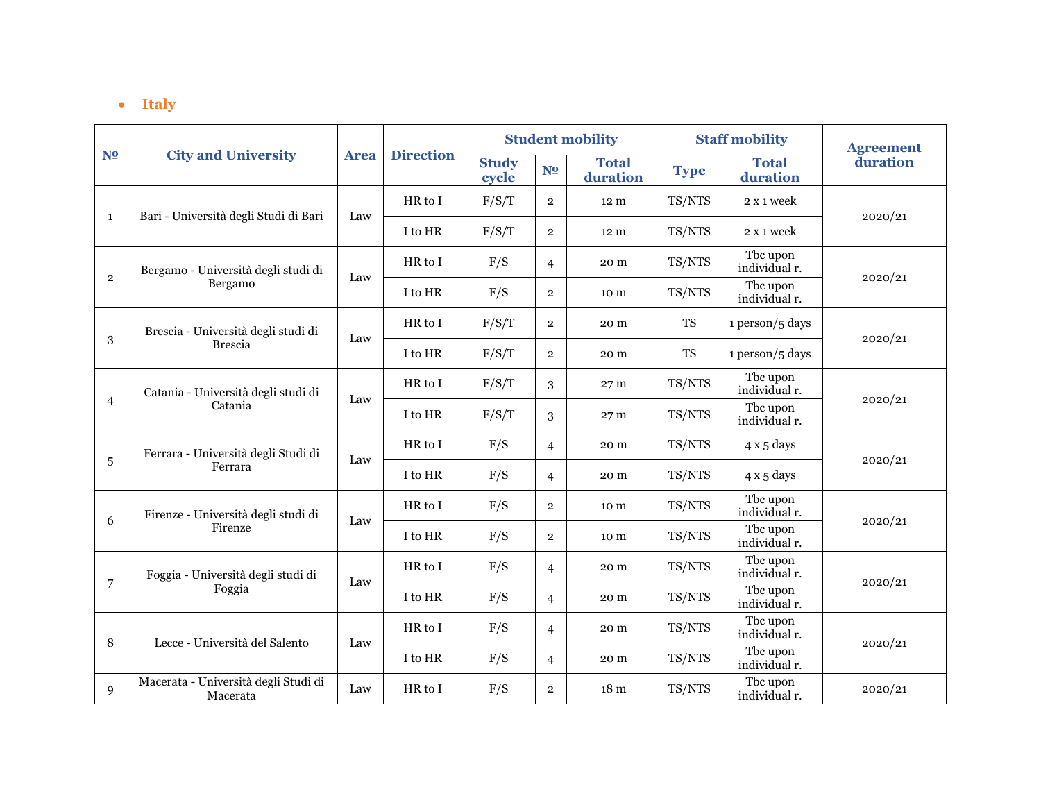- **Italy**

| № | City and University | Area | Direction | Student mobility | | | Staff mobility | | Agreement duration |
|---|---|---|---|---|---|---|---|---|---|
| | | | | Study cycle | № | Total duration | Type | Total duration | |
| 1 | Bari - Università degli Studi di Bari | Law | HR to I | F/S/T | 2 | 12 m | TS/NTS | 2 x 1 week | 2020/21 |
| | | | I to HR | F/S/T | 2 | 12 m | TS/NTS | 2 x 1 week | |
| 2 | Bergamo - Università degli studi di Bergamo | Law | HR to I | F/S | 4 | 20 m | TS/NTS | Tbc upon individual r. | 2020/21 |
| | | | I to HR | F/S | 2 | 10 m | TS/NTS | Tbc upon individual r. | |
| 3 | Brescia - Università degli studi di Brescia | Law | HR to I | F/S/T | 2 | 20 m | TS | 1 person/5 days | 2020/21 |
| | | | I to HR | F/S/T | 2 | 20 m | TS | 1 person/5 days | |
| 4 | Catania - Università degli studi di Catania | Law | HR to I | F/S/T | 3 | 27 m | TS/NTS | Tbc upon individual r. | 2020/21 |
| | | | I to HR | F/S/T | 3 | 27 m | TS/NTS | Tbc upon individual r. | |
| 5 | Ferrara - Università degli Studi di Ferrara | Law | HR to I | F/S | 4 | 20 m | TS/NTS | 4 x 5 days | 2020/21 |
| | | | I to HR | F/S | 4 | 20 m | TS/NTS | 4 x 5 days | |
| 6 | Firenze - Università degli studi di Firenze | Law | HR to I | F/S | 2 | 10 m | TS/NTS | Tbc upon individual r. | 2020/21 |
| | | | I to HR | F/S | 2 | 10 m | TS/NTS | Tbc upon individual r. | |
| 7 | Foggia - Università degli studi di Foggia | Law | HR to I | F/S | 4 | 20 m | TS/NTS | Tbc upon individual r. | 2020/21 |
| | | | I to HR | F/S | 4 | 20 m | TS/NTS | Tbc upon individual r. | |
| 8 | Lecce - Università del Salento | Law | HR to I | F/S | 4 | 20 m | TS/NTS | Tbc upon individual r. | 2020/21 |
| | | | I to HR | F/S | 4 | 20 m | TS/NTS | Tbc upon individual r. | |
| 9 | Macerata - Università degli Studi di Macerata | Law | HR to I | F/S | 2 | 18 m | TS/NTS | Tbc upon individual r. | 2020/21 |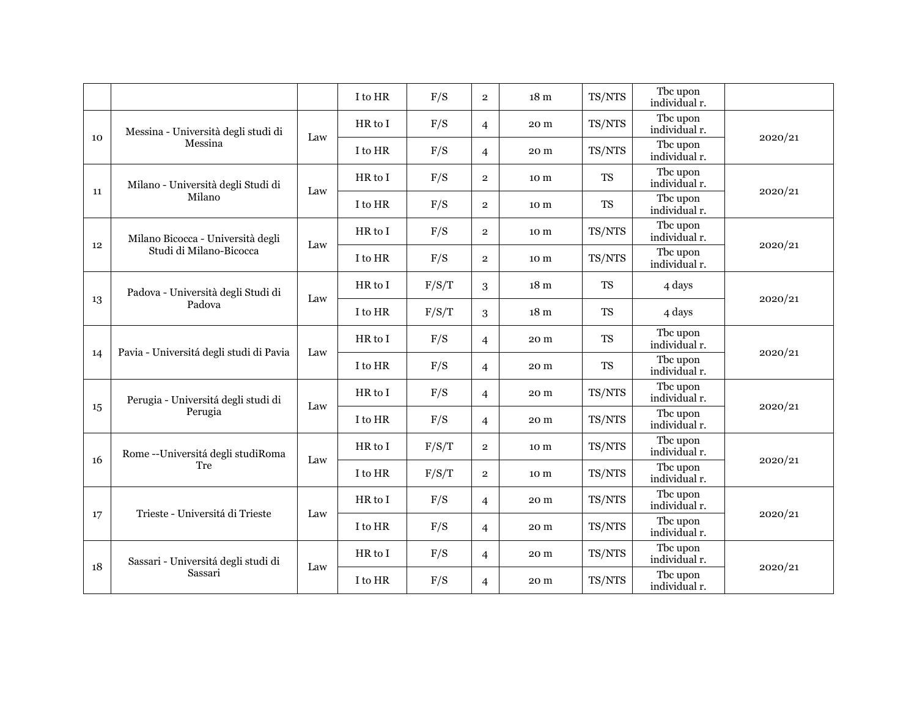| | | | | | | | | | |
|---|---|---|---|---|---|---|---|---|---|
| | | | I to HR | F/S | 2 | 18 m | TS/NTS | Tbc upon individual r. | |
| 10 | Messina - Università degli studi di Messina | Law | HR to I | F/S | 4 | 20 m | TS/NTS | Tbc upon individual r. | 2020/21 |
| | | | I to HR | F/S | 4 | 20 m | TS/NTS | Tbc upon individual r. | |
| 11 | Milano - Università degli Studi di Milano | Law | HR to I | F/S | 2 | 10 m | TS | Tbc upon individual r. | 2020/21 |
| | | | I to HR | F/S | 2 | 10 m | TS | Tbc upon individual r. | |
| 12 | Milano Bicocca - Università degli Studi di Milano-Bicocca | Law | HR to I | F/S | 2 | 10 m | TS/NTS | Tbc upon individual r. | 2020/21 |
| | | | I to HR | F/S | 2 | 10 m | TS/NTS | Tbc upon individual r. | |
| 13 | Padova - Università degli Studi di Padova | Law | HR to I | F/S/T | 3 | 18 m | TS | 4 days | 2020/21 |
| | | | I to HR | F/S/T | 3 | 18 m | TS | 4 days | |
| 14 | Pavia - Universitá degli studi di Pavia | Law | HR to I | F/S | 4 | 20 m | TS | Tbc upon individual r. | 2020/21 |
| | | | I to HR | F/S | 4 | 20 m | TS | Tbc upon individual r. | |
| 15 | Perugia - Universitá degli studi di Perugia | Law | HR to I | F/S | 4 | 20 m | TS/NTS | Tbc upon individual r. | 2020/21 |
| | | | I to HR | F/S | 4 | 20 m | TS/NTS | Tbc upon individual r. | |
| 16 | Rome --Universitá degli studiRoma Tre | Law | HR to I | F/S/T | 2 | 10 m | TS/NTS | Tbc upon individual r. | 2020/21 |
| | | | I to HR | F/S/T | 2 | 10 m | TS/NTS | Tbc upon individual r. | |
| 17 | Trieste - Universitá di Trieste | Law | HR to I | F/S | 4 | 20 m | TS/NTS | Tbc upon individual r. | 2020/21 |
| | | | I to HR | F/S | 4 | 20 m | TS/NTS | Tbc upon individual r. | |
| 18 | Sassari - Universitá degli studi di Sassari | Law | HR to I | F/S | 4 | 20 m | TS/NTS | Tbc upon individual r. | 2020/21 |
| | | | I to HR | F/S | 4 | 20 m | TS/NTS | Tbc upon individual r. | |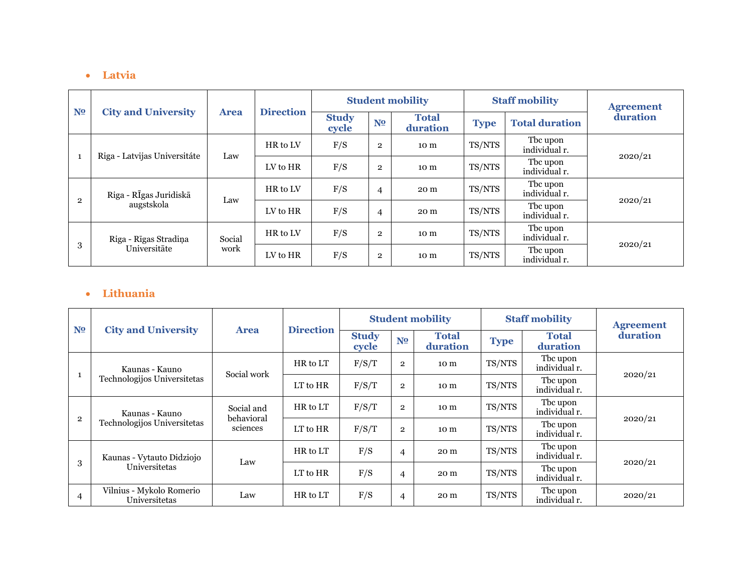- **Latvia**

| № | City and University | Area | Direction | Student mobility | | | Staff mobility | | Agreement duration |
|---|---|---|---|---|---|---|---|---|---|
| | | | | Study cycle | № | Total duration | Type | Total duration | |
| 1 | Riga - Latvijas Universitáte | Law | HR to LV | F/S | 2 | 10 m | TS/NTS | Tbc upon individual r. | 2020/21 |
| | | | LV to HR | F/S | 2 | 10 m | TS/NTS | Tbc upon individual r. | |
| 2 | Riga - RĪgas Juridiskā augstskola | Law | HR to LV | F/S | 4 | 20 m | TS/NTS | Tbc upon individual r. | 2020/21 |
| | | | LV to HR | F/S | 4 | 20 m | TS/NTS | Tbc upon individual r. | |
| 3 | Riga - Rīgas Stradiņa Universitāte | Social work | HR to LV | F/S | 2 | 10 m | TS/NTS | Tbc upon individual r. | 2020/21 |
| | | | LV to HR | F/S | 2 | 10 m | TS/NTS | Tbc upon individual r. | |

- **Lithuania**

| № | City and University | Area | Direction | Student mobility | | | Staff mobility | | Agreement duration |
|---|---|---|---|---|---|---|---|---|---|
| | | | | Study cycle | № | Total duration | Type | Total duration | |
| 1 | Kaunas - Kauno Technologijos Universitetas | Social work | HR to LT | F/S/T | 2 | 10 m | TS/NTS | Tbc upon individual r. | 2020/21 |
| | | | LT to HR | F/S/T | 2 | 10 m | TS/NTS | Tbc upon individual r. | |
| 2 | Kaunas - Kauno Technologijos Universitetas | Social and behavioral sciences | HR to LT | F/S/T | 2 | 10 m | TS/NTS | Tbc upon individual r. | 2020/21 |
| | | | LT to HR | F/S/T | 2 | 10 m | TS/NTS | Tbc upon individual r. | |
| 3 | Kaunas - Vytauto Didziojo Universitetas | Law | HR to LT | F/S | 4 | 20 m | TS/NTS | Tbc upon individual r. | 2020/21 |
| | | | LT to HR | F/S | 4 | 20 m | TS/NTS | Tbc upon individual r. | |
| 4 | Vilnius - Mykolo Romerio Universitetas | Law | HR to LT | F/S | 4 | 20 m | TS/NTS | Tbc upon individual r. | 2020/21 |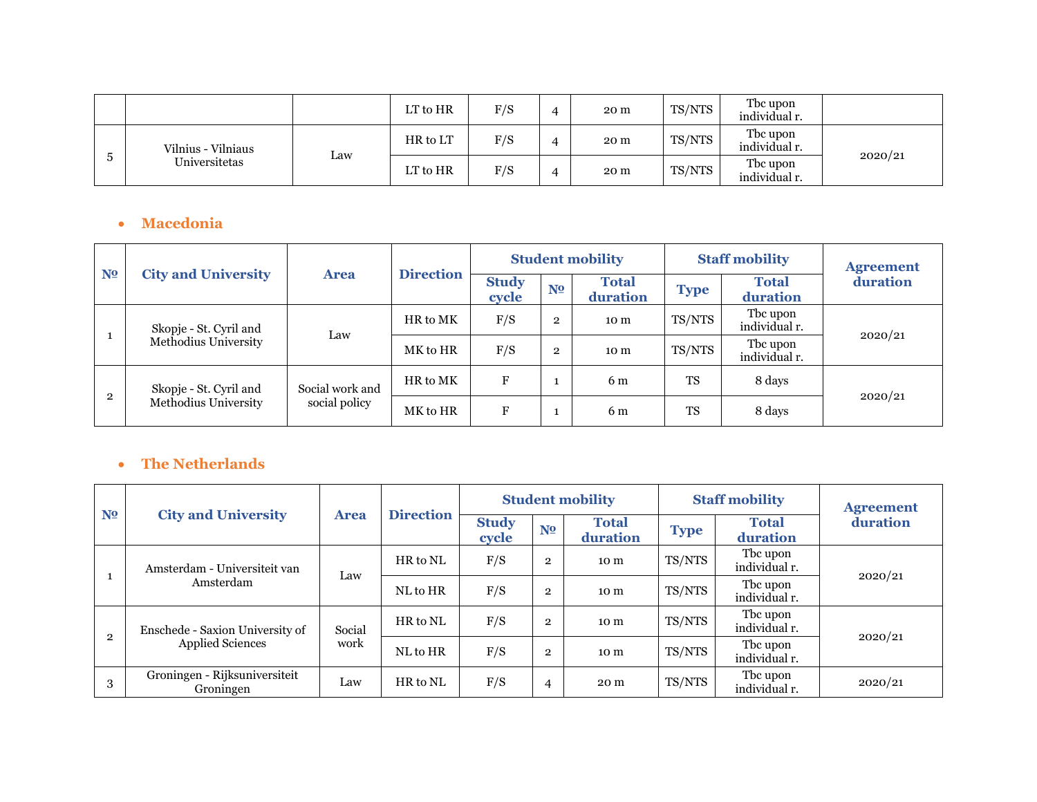| | | | LT to HR | F/S | 4 | 20 m | TS/NTS | Tbc upon individual r. | |
|---|---|---|---|---|---|---|---|---|---|
| 5 | Vilnius - Vilniaus Universitetas | Law | HR to LT | F/S | 4 | 20 m | TS/NTS | Tbc upon individual r. | 2020/21 |
| | | | LT to HR | F/S | 4 | 20 m | TS/NTS | Tbc upon individual r. | |

- **Macedonia**

| № | City and University | Area | Direction | Student mobility | | | Staff mobility | | Agreement duration |
|---|---|---|---|---|---|---|---|---|---|
| | | | | Study cycle | № | Total duration | Type | Total duration | |
| 1 | Skopje - St. Cyril and Methodius University | Law | HR to MK | F/S | 2 | 10 m | TS/NTS | Tbc upon individual r. | 2020/21 |
| | | | MK to HR | F/S | 2 | 10 m | TS/NTS | Tbc upon individual r. | |
| 2 | Skopje - St. Cyril and Methodius University | Social work and social policy | HR to MK | F | 1 | 6 m | TS | 8 days | 2020/21 |
| | | | MK to HR | F | 1 | 6 m | TS | 8 days | |

- **The Netherlands**

| № | City and University | Area | Direction | Student mobility | | | Staff mobility | | Agreement duration |
|---|---|---|---|---|---|---|---|---|---|
| | | | | Study cycle | № | Total duration | Type | Total duration | |
| 1 | Amsterdam - Universiteit van Amsterdam | Law | HR to NL | F/S | 2 | 10 m | TS/NTS | Tbc upon individual r. | 2020/21 |
| | | | NL to HR | F/S | 2 | 10 m | TS/NTS | Tbc upon individual r. | |
| 2 | Enschede - Saxion University of Applied Sciences | Social work | HR to NL | F/S | 2 | 10 m | TS/NTS | Tbc upon individual r. | 2020/21 |
| | | | NL to HR | F/S | 2 | 10 m | TS/NTS | Tbc upon individual r. | |
| 3 | Groningen - Rijksuniversiteit Groningen | Law | HR to NL | F/S | 4 | 20 m | TS/NTS | Tbc upon individual r. | 2020/21 |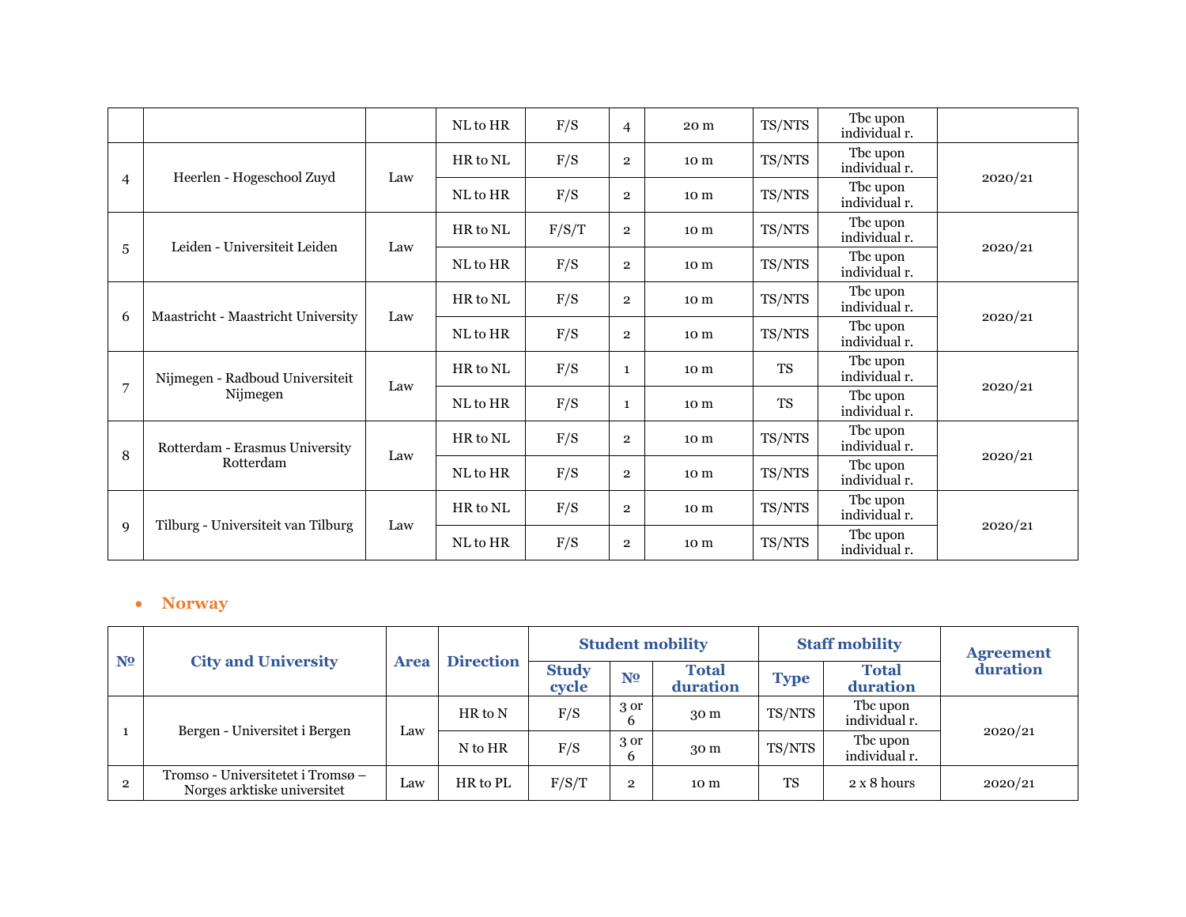| | | | NL to HR | F/S | 4 | 20 m | TS/NTS | Tbc upon individual r. | |
|---|---|---|---|---|---|---|---|---|---|
| 4 | Heerlen - Hogeschool Zuyd | Law | HR to NL | F/S | 2 | 10 m | TS/NTS | Tbc upon individual r. | 2020/21 |
| | | | NL to HR | F/S | 2 | 10 m | TS/NTS | Tbc upon individual r. | |
| 5 | Leiden - Universiteit Leiden | Law | HR to NL | F/S/T | 2 | 10 m | TS/NTS | Tbc upon individual r. | 2020/21 |
| | | | NL to HR | F/S | 2 | 10 m | TS/NTS | Tbc upon individual r. | |
| 6 | Maastricht - Maastricht University | Law | HR to NL | F/S | 2 | 10 m | TS/NTS | Tbc upon individual r. | 2020/21 |
| | | | NL to HR | F/S | 2 | 10 m | TS/NTS | Tbc upon individual r. | |
| 7 | Nijmegen - Radboud Universiteit Nijmegen | Law | HR to NL | F/S | 1 | 10 m | TS | Tbc upon individual r. | 2020/21 |
| | | | NL to HR | F/S | 1 | 10 m | TS | Tbc upon individual r. | |
| 8 | Rotterdam - Erasmus University Rotterdam | Law | HR to NL | F/S | 2 | 10 m | TS/NTS | Tbc upon individual r. | 2020/21 |
| | | | NL to HR | F/S | 2 | 10 m | TS/NTS | Tbc upon individual r. | |
| 9 | Tilburg - Universiteit van Tilburg | Law | HR to NL | F/S | 2 | 10 m | TS/NTS | Tbc upon individual r. | 2020/21 |
| | | | NL to HR | F/S | 2 | 10 m | TS/NTS | Tbc upon individual r. | |

- **Norway**

| № | City and University | Area | Direction | Student mobility | | | Staff mobility | | Agreement duration |
|---|---|---|---|---|---|---|---|---|---|
| | | | | Study cycle | № | Total duration | Type | Total duration | |
| 1 | Bergen - Universitet i Bergen | Law | HR to N | F/S | 3 or 6 | 30 m | TS/NTS | Tbc upon individual r. | 2020/21 |
| | | | N to HR | F/S | 3 or 6 | 30 m | TS/NTS | Tbc upon individual r. | |
| 2 | Tromso - Universitetet i Tromsø – Norges arktiske universitet | Law | HR to PL | F/S/T | 2 | 10 m | TS | 2 x 8 hours | 2020/21 |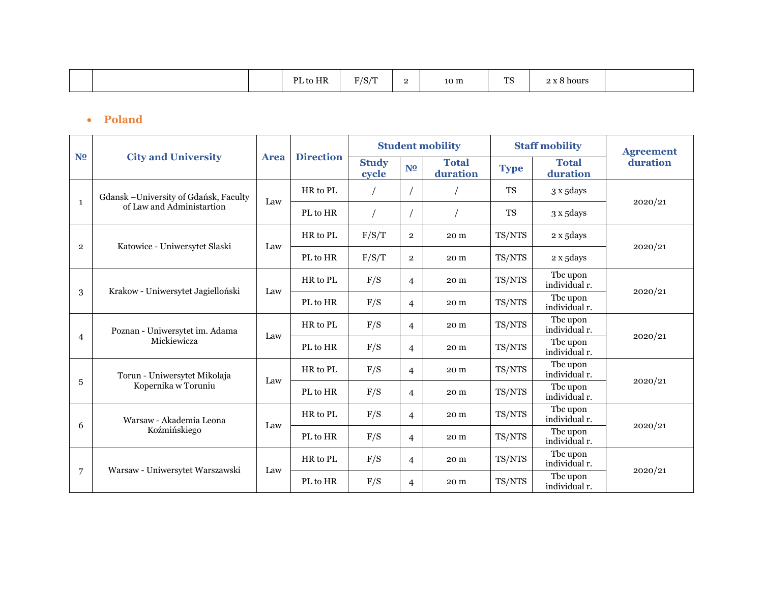| | | | PL to HR | F/S/T | 2 | 10 m | TS | 2 x 8 hours | |
|---|---|---|---|---|---|---|---|---|---|

- **Poland**

| № | City and University | Area | Direction | Student mobility | | | Staff mobility | | Agreement duration |
|---|---|---|---|---|---|---|---|---|---|
| | | | | Study cycle | № | Total duration | Type | Total duration | |
| 1 | Gdansk –University of Gdańsk, Faculty of Law and Administartion | Law | HR to PL | / | / | / | TS | 3 x 5days | 2020/21 |
| | | | PL to HR | / | / | / | TS | 3 x 5days | |
| 2 | Katowice - Uniwersytet Slaski | Law | HR to PL | F/S/T | 2 | 20 m | TS/NTS | 2 x 5days | 2020/21 |
| | | | PL to HR | F/S/T | 2 | 20 m | TS/NTS | 2 x 5days | |
| 3 | Krakow - Uniwersytet Jagielloński | Law | HR to PL | F/S | 4 | 20 m | TS/NTS | Tbc upon individual r. | 2020/21 |
| | | | PL to HR | F/S | 4 | 20 m | TS/NTS | Tbc upon individual r. | |
| 4 | Poznan - Uniwersytet im. Adama Mickiewicza | Law | HR to PL | F/S | 4 | 20 m | TS/NTS | Tbc upon individual r. | 2020/21 |
| | | | PL to HR | F/S | 4 | 20 m | TS/NTS | Tbc upon individual r. | |
| 5 | Torun - Uniwersytet Mikolaja Kopernika w Toruniu | Law | HR to PL | F/S | 4 | 20 m | TS/NTS | Tbc upon individual r. | 2020/21 |
| | | | PL to HR | F/S | 4 | 20 m | TS/NTS | Tbc upon individual r. | |
| 6 | Warsaw - Akademia Leona Koźmińskiego | Law | HR to PL | F/S | 4 | 20 m | TS/NTS | Tbc upon individual r. | 2020/21 |
| | | | PL to HR | F/S | 4 | 20 m | TS/NTS | Tbc upon individual r. | |
| 7 | Warsaw - Uniwersytet Warszawski | Law | HR to PL | F/S | 4 | 20 m | TS/NTS | Tbc upon individual r. | 2020/21 |
| | | | PL to HR | F/S | 4 | 20 m | TS/NTS | Tbc upon individual r. | |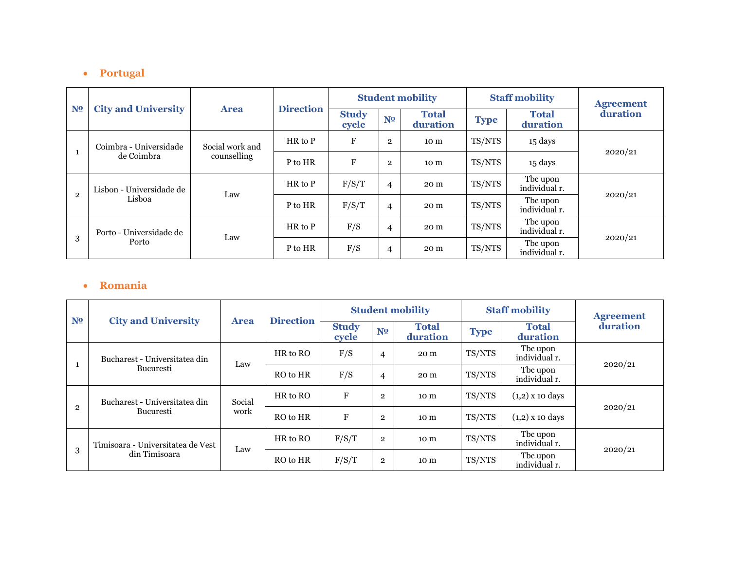- **Portugal**

| № | City and University | Area | Direction | Student mobility | | | Staff mobility | | Agreement duration |
|---|---|---|---|---|---|---|---|---|---|
| | | | | Study cycle | № | Total duration | Type | Total duration | |
| 1 | Coimbra - Universidade de Coimbra | Social work and counselling | HR to P | F | 2 | 10 m | TS/NTS | 15 days | 2020/21 |
| | | | P to HR | F | 2 | 10 m | TS/NTS | 15 days | |
| 2 | Lisbon - Universidade de Lisboa | Law | HR to P | F/S/T | 4 | 20 m | TS/NTS | Tbc upon individual r. | 2020/21 |
| | | | P to HR | F/S/T | 4 | 20 m | TS/NTS | Tbc upon individual r. | |
| 3 | Porto - Universidade de Porto | Law | HR to P | F/S | 4 | 20 m | TS/NTS | Tbc upon individual r. | 2020/21 |
| | | | P to HR | F/S | 4 | 20 m | TS/NTS | Tbc upon individual r. | |

- **Romania**

| № | City and University | Area | Direction | Student mobility | | | Staff mobility | | Agreement duration |
|---|---|---|---|---|---|---|---|---|---|
| | | | | Study cycle | № | Total duration | Type | Total duration | |
| 1 | Bucharest - Universitatea din Bucuresti | Law | HR to RO | F/S | 4 | 20 m | TS/NTS | Tbc upon individual r. | 2020/21 |
| | | | RO to HR | F/S | 4 | 20 m | TS/NTS | Tbc upon individual r. | |
| 2 | Bucharest - Universitatea din Bucuresti | Social work | HR to RO | F | 2 | 10 m | TS/NTS | (1,2) x 10 days | 2020/21 |
| | | | RO to HR | F | 2 | 10 m | TS/NTS | (1,2) x 10 days | |
| 3 | Timisoara - Universitatea de Vest din Timisoara | Law | HR to RO | F/S/T | 2 | 10 m | TS/NTS | Tbc upon individual r. | 2020/21 |
| | | | RO to HR | F/S/T | 2 | 10 m | TS/NTS | Tbc upon individual r. | |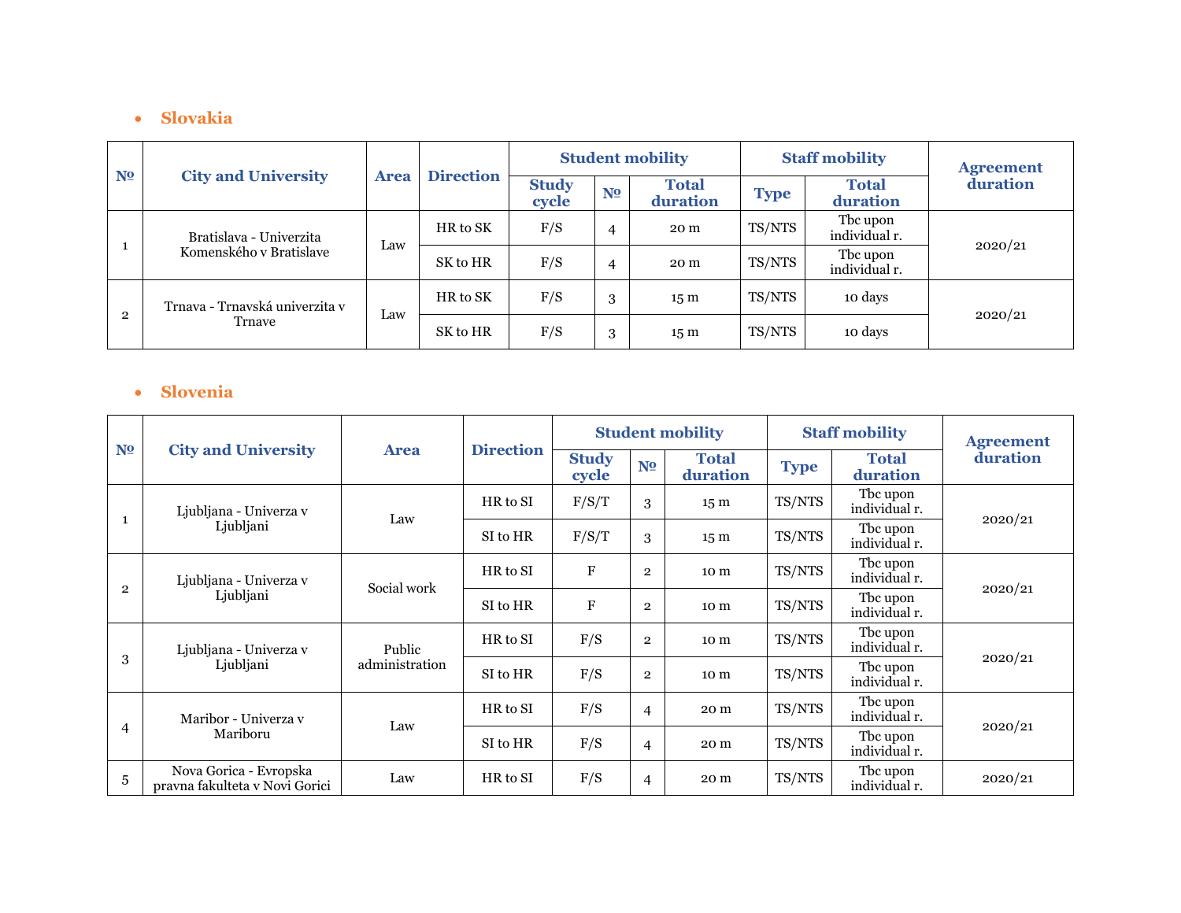- **Slovakia**

| № | City and University | Area | Direction | Student mobility | | | Staff mobility | | Agreement duration |
|---|---|---|---|---|---|---|---|---|---|
| | | | | Study cycle | № | Total duration | Type | Total duration | |
| 1 | Bratislava - Univerzita Komenského v Bratislave | Law | HR to SK | F/S | 4 | 20 m | TS/NTS | Tbc upon individual r. | 2020/21 |
| | | | SK to HR | F/S | 4 | 20 m | TS/NTS | Tbc upon individual r. | |
| 2 | Trnava - Trnavská univerzita v Trnave | Law | HR to SK | F/S | 3 | 15 m | TS/NTS | 10 days | 2020/21 |
| | | | SK to HR | F/S | 3 | 15 m | TS/NTS | 10 days | |

- **Slovenia**

| № | City and University | Area | Direction | Student mobility | | | Staff mobility | | Agreement duration |
|---|---|---|---|---|---|---|---|---|---|
| | | | | Study cycle | № | Total duration | Type | Total duration | |
| 1 | Ljubljana - Univerza v Ljubljani | Law | HR to SI | F/S/T | 3 | 15 m | TS/NTS | Tbc upon individual r. | 2020/21 |
| | | | SI to HR | F/S/T | 3 | 15 m | TS/NTS | Tbc upon individual r. | |
| 2 | Ljubljana - Univerza v Ljubljani | Social work | HR to SI | F | 2 | 10 m | TS/NTS | Tbc upon individual r. | 2020/21 |
| | | | SI to HR | F | 2 | 10 m | TS/NTS | Tbc upon individual r. | |
| 3 | Ljubljana - Univerza v Ljubljani | Public administration | HR to SI | F/S | 2 | 10 m | TS/NTS | Tbc upon individual r. | 2020/21 |
| | | | SI to HR | F/S | 2 | 10 m | TS/NTS | Tbc upon individual r. | |
| 4 | Maribor - Univerza v Mariboru | Law | HR to SI | F/S | 4 | 20 m | TS/NTS | Tbc upon individual r. | 2020/21 |
| | | | SI to HR | F/S | 4 | 20 m | TS/NTS | Tbc upon individual r. | |
| 5 | Nova Gorica - Evropska pravna fakulteta v Novi Gorici | Law | HR to SI | F/S | 4 | 20 m | TS/NTS | Tbc upon individual r. | 2020/21 |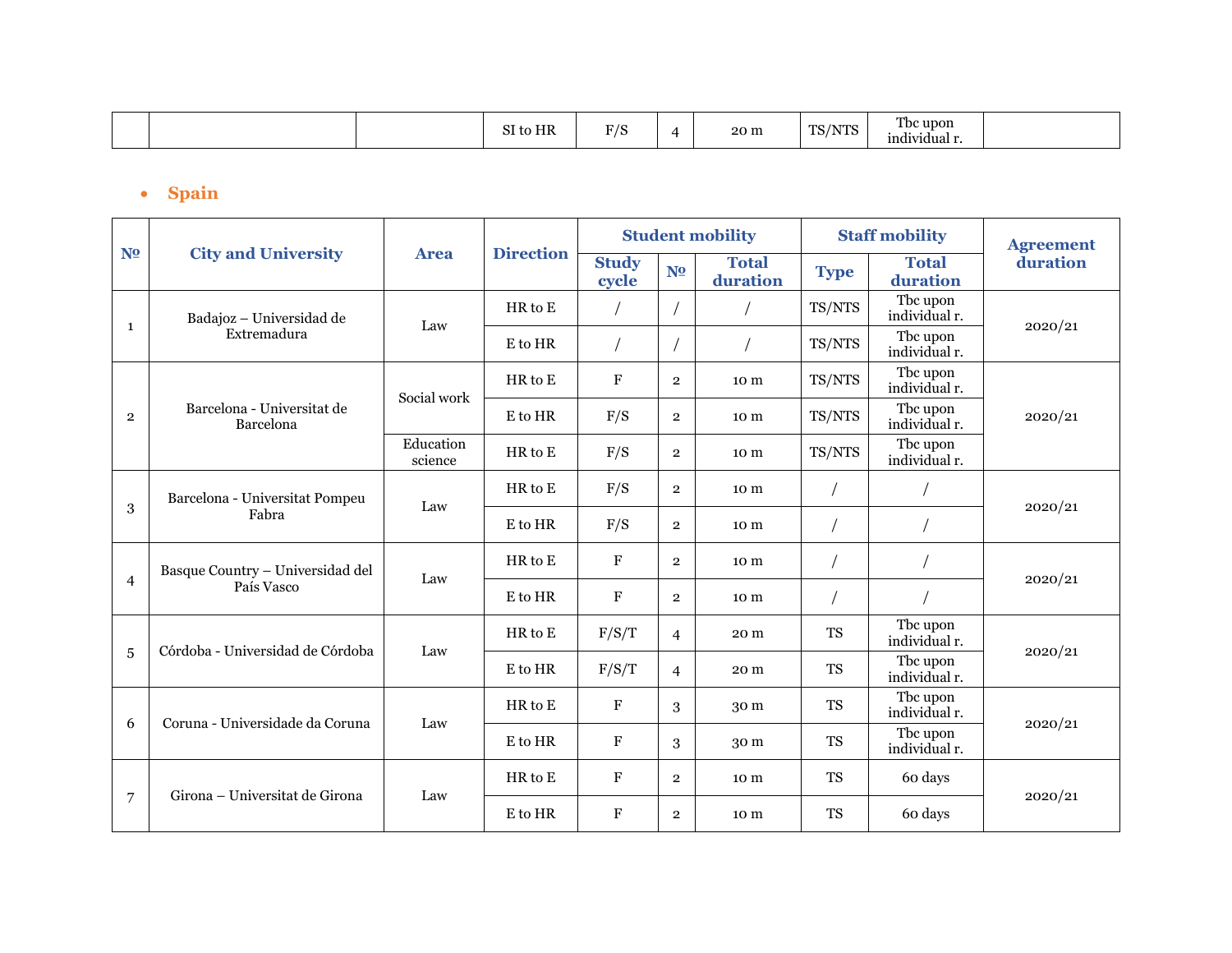| | | | SI to HR | F/S | 4 | 20 m | TS/NTS | Tbc upon individual r. | |
|---|---|---|---|---|---|---|---|---|---|

- **Spain**

| № | City and University | Area | Direction | Student mobility | | | Staff mobility | | Agreement duration |
|---|---|---|---|---|---|---|---|---|---|
| | | | | Study cycle | № | Total duration | Type | Total duration | |
| 1 | Badajoz – Universidad de Extremadura | Law | HR to E | / | / | / | TS/NTS | Tbc upon individual r. | 2020/21 |
| | | | E to HR | / | / | / | TS/NTS | Tbc upon individual r. | |
| 2 | Barcelona - Universitat de Barcelona | Social work | HR to E | F | 2 | 10 m | TS/NTS | Tbc upon individual r. | 2020/21 |
| | | | E to HR | F/S | 2 | 10 m | TS/NTS | Tbc upon individual r. | |
| | | Education science | HR to E | F/S | 2 | 10 m | TS/NTS | Tbc upon individual r. | |
| 3 | Barcelona - Universitat Pompeu Fabra | Law | HR to E | F/S | 2 | 10 m | / | / | 2020/21 |
| | | | E to HR | F/S | 2 | 10 m | / | / | |
| 4 | Basque Country – Universidad del País Vasco | Law | HR to E | F | 2 | 10 m | / | / | 2020/21 |
| | | | E to HR | F | 2 | 10 m | / | / | |
| 5 | Córdoba - Universidad de Córdoba | Law | HR to E | F/S/T | 4 | 20 m | TS | Tbc upon individual r. | 2020/21 |
| | | | E to HR | F/S/T | 4 | 20 m | TS | Tbc upon individual r. | |
| 6 | Coruna - Universidade da Coruna | Law | HR to E | F | 3 | 30 m | TS | Tbc upon individual r. | 2020/21 |
| | | | E to HR | F | 3 | 30 m | TS | Tbc upon individual r. | |
| 7 | Girona – Universitat de Girona | Law | HR to E | F | 2 | 10 m | TS | 60 days | 2020/21 |
| | | | E to HR | F | 2 | 10 m | TS | 60 days | |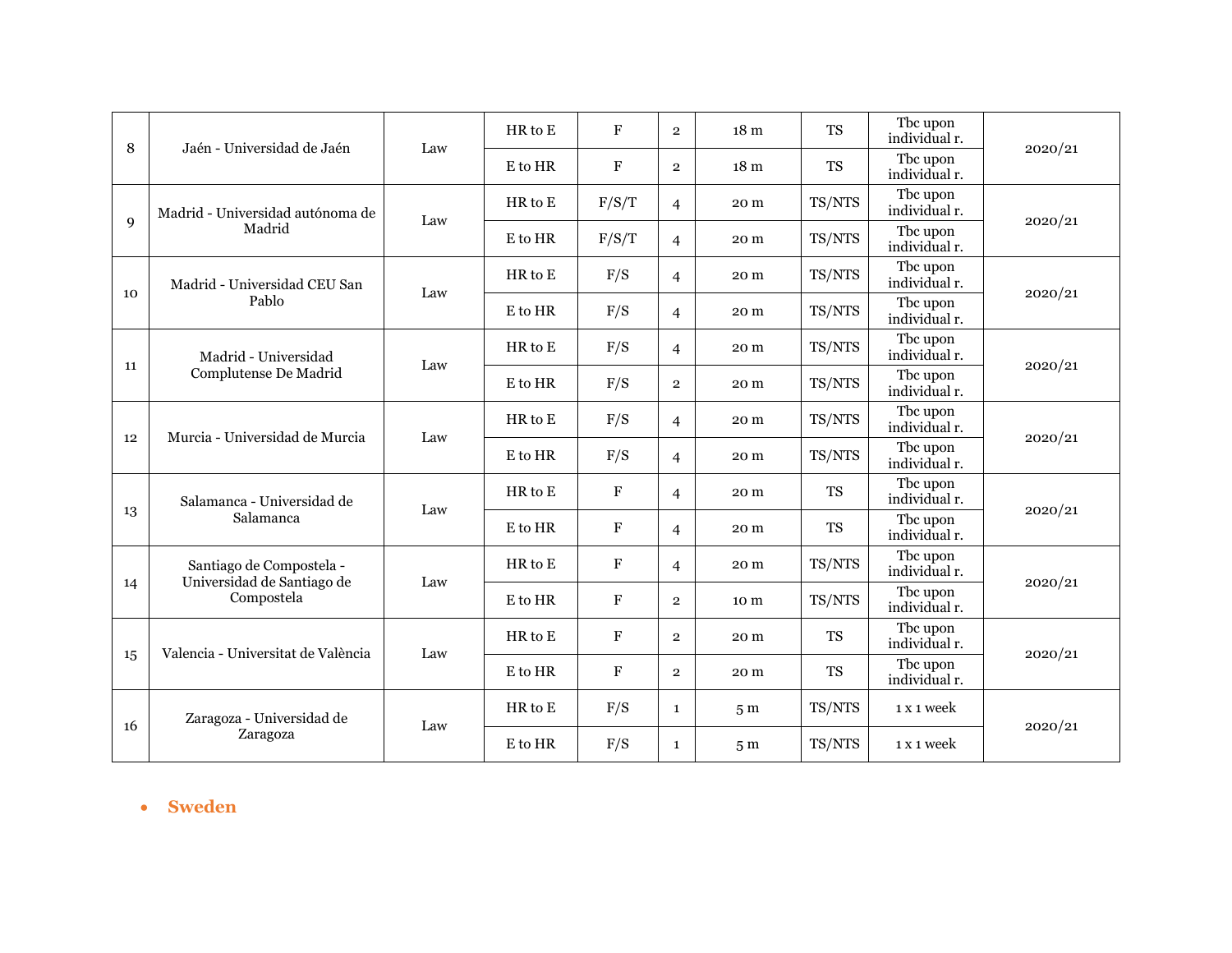| 8 | Jaén - Universidad de Jaén | Law | HR to E | F | 2 | 18 m | TS | Tbc upon individual r. | 2020/21 |
|---|---|---|---|---|---|---|---|---|---|
| | | | E to HR | F | 2 | 18 m | TS | Tbc upon individual r. | |
| 9 | Madrid - Universidad autónoma de Madrid | Law | HR to E | F/S/T | 4 | 20 m | TS/NTS | Tbc upon individual r. | 2020/21 |
| | | | E to HR | F/S/T | 4 | 20 m | TS/NTS | Tbc upon individual r. | |
| 10 | Madrid - Universidad CEU San Pablo | Law | HR to E | F/S | 4 | 20 m | TS/NTS | Tbc upon individual r. | 2020/21 |
| | | | E to HR | F/S | 4 | 20 m | TS/NTS | Tbc upon individual r. | |
| 11 | Madrid - Universidad Complutense De Madrid | Law | HR to E | F/S | 4 | 20 m | TS/NTS | Tbc upon individual r. | 2020/21 |
| | | | E to HR | F/S | 2 | 20 m | TS/NTS | Tbc upon individual r. | |
| 12 | Murcia - Universidad de Murcia | Law | HR to E | F/S | 4 | 20 m | TS/NTS | Tbc upon individual r. | 2020/21 |
| | | | E to HR | F/S | 4 | 20 m | TS/NTS | Tbc upon individual r. | |
| 13 | Salamanca - Universidad de Salamanca | Law | HR to E | F | 4 | 20 m | TS | Tbc upon individual r. | 2020/21 |
| | | | E to HR | F | 4 | 20 m | TS | Tbc upon individual r. | |
| 14 | Santiago de Compostela - Universidad de Santiago de Compostela | Law | HR to E | F | 4 | 20 m | TS/NTS | Tbc upon individual r. | 2020/21 |
| | | | E to HR | F | 2 | 10 m | TS/NTS | Tbc upon individual r. | |
| 15 | Valencia - Universitat de València | Law | HR to E | F | 2 | 20 m | TS | Tbc upon individual r. | 2020/21 |
| | | | E to HR | F | 2 | 20 m | TS | Tbc upon individual r. | |
| 16 | Zaragoza - Universidad de Zaragoza | Law | HR to E | F/S | 1 | 5 m | TS/NTS | 1 x 1 week | 2020/21 |
| | | | E to HR | F/S | 1 | 5 m | TS/NTS | 1 x 1 week | |

- **Sweden**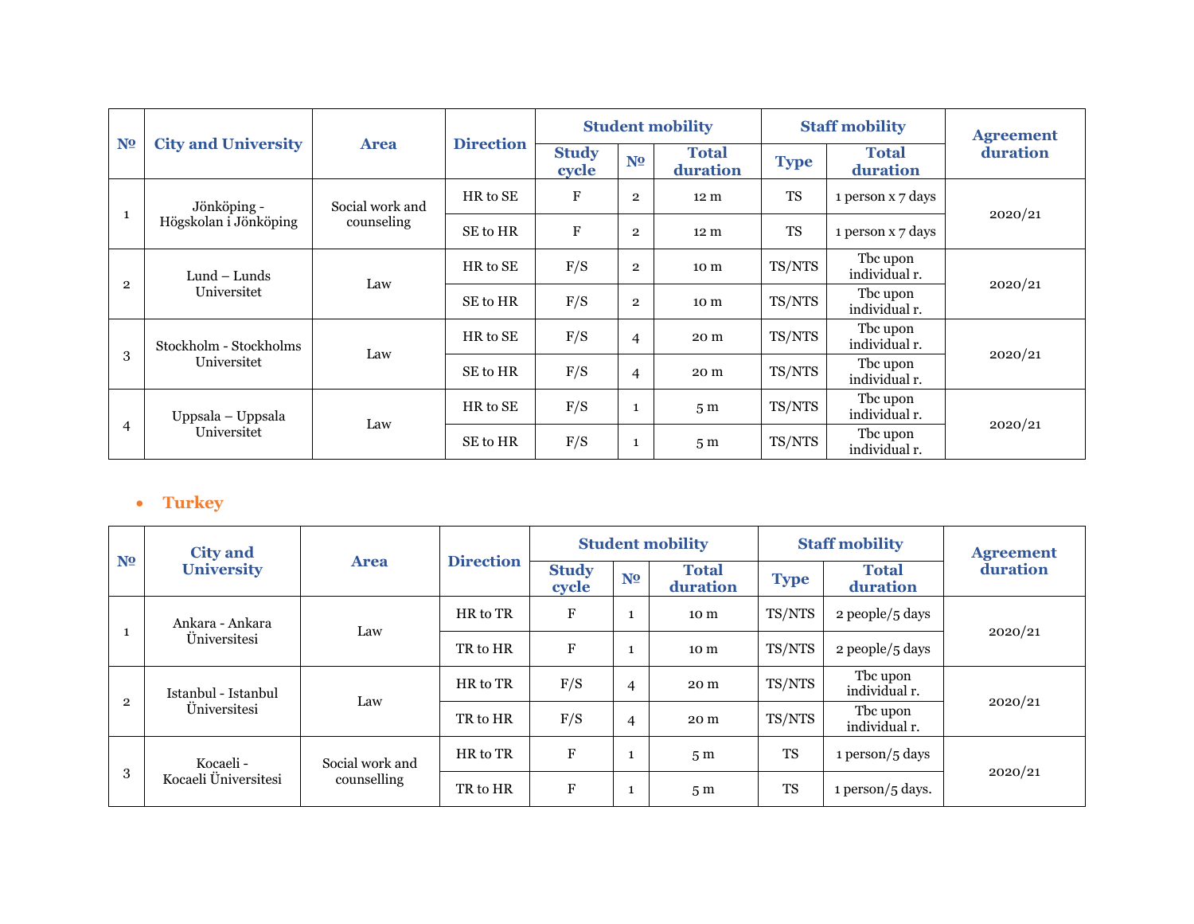| № | City and University | Area | Direction | Student mobility | | | Staff mobility | | Agreement duration |
|---|---|---|---|---|---|---|---|---|---|
| | | | | Study cycle | № | Total duration | Type | Total duration | |
| 1 | Jönköping - Högskolan i Jönköping | Social work and counseling | HR to SE | F | 2 | 12 m | TS | 1 person x 7 days | 2020/21 |
| | | | SE to HR | F | 2 | 12 m | TS | 1 person x 7 days | |
| 2 | Lund – Lunds Universitet | Law | HR to SE | F/S | 2 | 10 m | TS/NTS | Tbc upon individual r. | 2020/21 |
| | | | SE to HR | F/S | 2 | 10 m | TS/NTS | Tbc upon individual r. | |
| 3 | Stockholm - Stockholms Universitet | Law | HR to SE | F/S | 4 | 20 m | TS/NTS | Tbc upon individual r. | 2020/21 |
| | | | SE to HR | F/S | 4 | 20 m | TS/NTS | Tbc upon individual r. | |
| 4 | Uppsala – Uppsala Universitet | Law | HR to SE | F/S | 1 | 5 m | TS/NTS | Tbc upon individual r. | 2020/21 |
| | | | SE to HR | F/S | 1 | 5 m | TS/NTS | Tbc upon individual r. | |

- **Turkey**

| № | City and University | Area | Direction | Student mobility | | | Staff mobility | | Agreement duration |
|---|---|---|---|---|---|---|---|---|---|
| | | | | Study cycle | № | Total duration | Type | Total duration | |
| 1 | Ankara - Ankara Üniversitesi | Law | HR to TR | F | 1 | 10 m | TS/NTS | 2 people/5 days | 2020/21 |
| | | | TR to HR | F | 1 | 10 m | TS/NTS | 2 people/5 days | |
| 2 | Istanbul - Istanbul Üniversitesi | Law | HR to TR | F/S | 4 | 20 m | TS/NTS | Tbc upon individual r. | 2020/21 |
| | | | TR to HR | F/S | 4 | 20 m | TS/NTS | Tbc upon individual r. | |
| 3 | Kocaeli - Kocaeli Üniversitesi | Social work and counselling | HR to TR | F | 1 | 5 m | TS | 1 person/5 days | 2020/21 |
| | | | TR to HR | F | 1 | 5 m | TS | 1 person/5 days. | |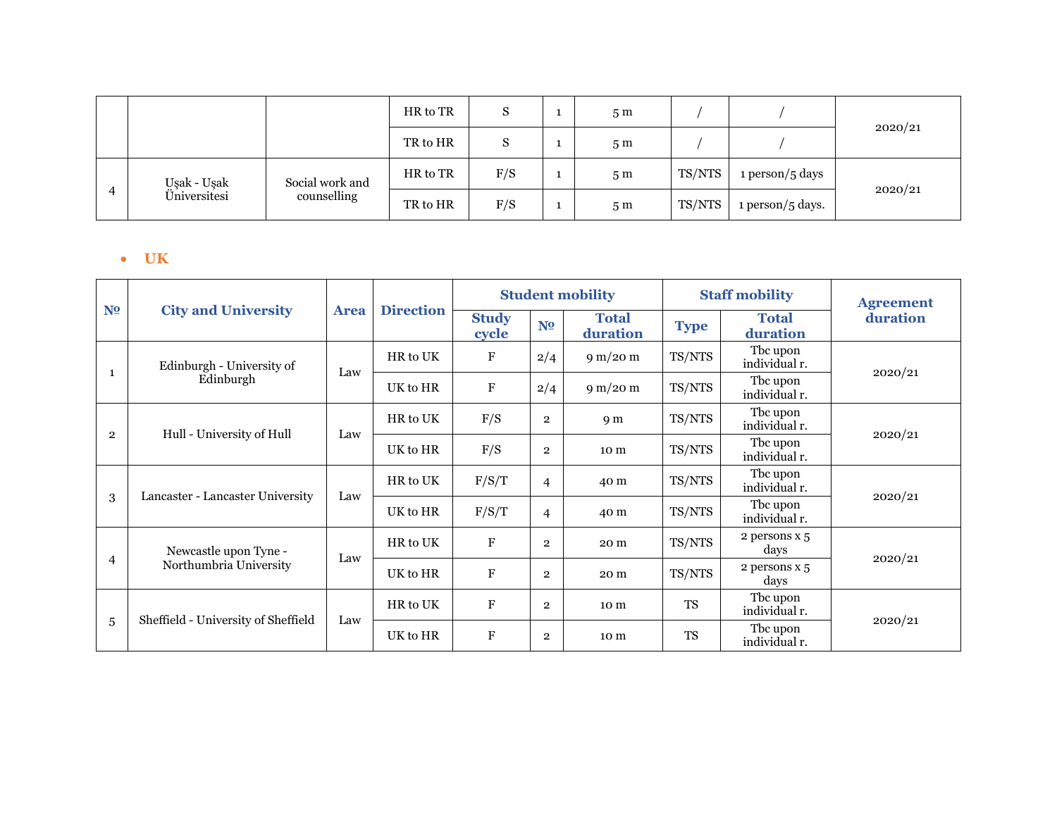| | | | | | | | | | |
|---|---|---|---|---|---|---|---|---|---|
| | | | HR to TR | S | 1 | 5 m | / | / | 2020/21 |
| | | | TR to HR | S | 1 | 5 m | / | / | |
| 4 | Uşak - Uşak Üniversitesi | Social work and counselling | HR to TR | F/S | 1 | 5 m | TS/NTS | 1 person/5 days | 2020/21 |
| | | | TR to HR | F/S | 1 | 5 m | TS/NTS | 1 person/5 days. | |

- **UK**

| № | City and University | Area | Direction | Student mobility | | | Staff mobility | | Agreement duration |
|---|---|---|---|---|---|---|---|---|---|
| | | | | Study cycle | № | Total duration | Type | Total duration | |
| 1 | Edinburgh - University of Edinburgh | Law | HR to UK | F | 2/4 | 9 m/20 m | TS/NTS | Tbc upon individual r. | 2020/21 |
| | | | UK to HR | F | 2/4 | 9 m/20 m | TS/NTS | Tbc upon individual r. | |
| 2 | Hull - University of Hull | Law | HR to UK | F/S | 2 | 9 m | TS/NTS | Tbc upon individual r. | 2020/21 |
| | | | UK to HR | F/S | 2 | 10 m | TS/NTS | Tbc upon individual r. | |
| 3 | Lancaster - Lancaster University | Law | HR to UK | F/S/T | 4 | 40 m | TS/NTS | Tbc upon individual r. | 2020/21 |
| | | | UK to HR | F/S/T | 4 | 40 m | TS/NTS | Tbc upon individual r. | |
| 4 | Newcastle upon Tyne - Northumbria University | Law | HR to UK | F | 2 | 20 m | TS/NTS | 2 persons x 5 days | 2020/21 |
| | | | UK to HR | F | 2 | 20 m | TS/NTS | 2 persons x 5 days | |
| 5 | Sheffield - University of Sheffield | Law | HR to UK | F | 2 | 10 m | TS | Tbc upon individual r. | 2020/21 |
| | | | UK to HR | F | 2 | 10 m | TS | Tbc upon individual r. | |